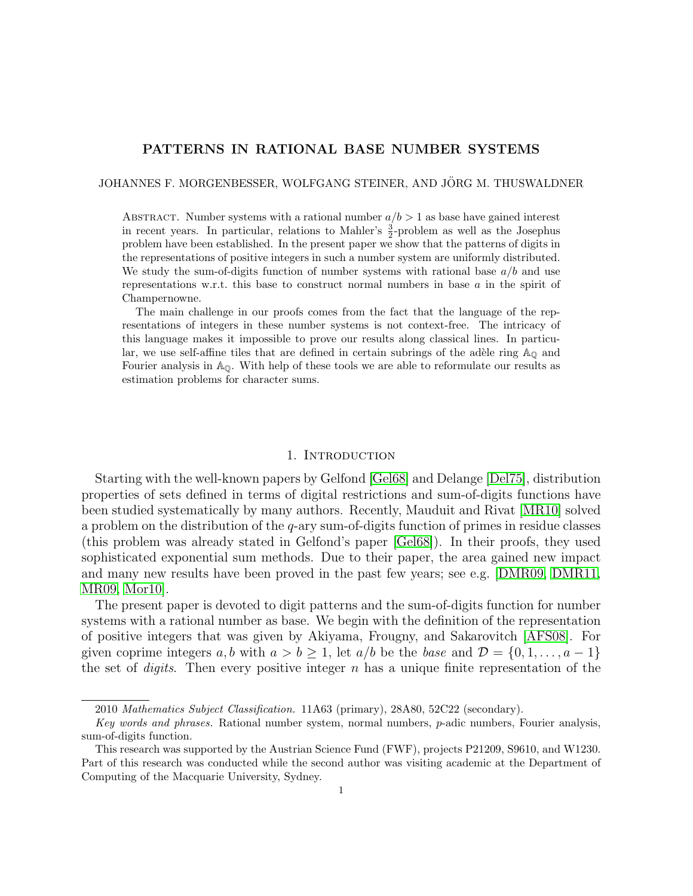# PATTERNS IN RATIONAL BASE NUMBER SYSTEMS

JOHANNES F. MORGENBESSER, WOLFGANG STEINER, AND JÖRG M. THUSWALDNER

Abstract. Number systems with a rational number $a/b > 1$ as base have gained interest in recent years. In particular, relations to Mahler's $\frac{3}{2}$-problem as well as the Josephus problem have been established. In the present paper we show that the patterns of digits in the representations of positive integers in such a number system are uniformly distributed. We study the sum-of-digits function of number systems with rational base $a/b$ and use representations w.r.t. this base to construct normal numbers in base $a$ in the spirit of Champernowne.

The main challenge in our proofs comes from the fact that the language of the representations of integers in these number systems is not context-free. The intricacy of this language makes it impossible to prove our results along classical lines. In particular, we use self-affine tiles that are defined in certain subrings of the adèle ring $\mathbb{A}_{\mathbb{Q}}$ and Fourier analysis in $\mathbb{A}_{\mathbb{Q}}$. With help of these tools we are able to reformulate our results as estimation problems for character sums.

## 1. Introduction

Starting with the well-known papers by Gelfond [Gel68] and Delange [Del75], distribution properties of sets defined in terms of digital restrictions and sum-of-digits functions have been studied systematically by many authors. Recently, Mauduit and Rivat [MR10] solved a problem on the distribution of the $q$-ary sum-of-digits function of primes in residue classes (this problem was already stated in Gelfond's paper [Gel68]). In their proofs, they used sophisticated exponential sum methods. Due to their paper, the area gained new impact and many new results have been proved in the past few years; see e.g. [DMR09, DMR11, MR09, Mor10].

The present paper is devoted to digit patterns and the sum-of-digits function for number systems with a rational number as base. We begin with the definition of the representation of positive integers that was given by Akiyama, Frougny, and Sakarovitch [AFS08]. For given coprime integers $a, b$ with $a > b \geq 1$, let $a/b$ be the *base* and $\mathcal{D} = \{0, 1, \ldots, a-1\}$ the set of *digits*. Then every positive integer $n$ has a unique finite representation of the

2010 *Mathematics Subject Classification.* 11A63 (primary), 28A80, 52C22 (secondary).

*Key words and phrases.* Rational number system, normal numbers, $p$-adic numbers, Fourier analysis, sum-of-digits function.

This research was supported by the Austrian Science Fund (FWF), projects P21209, S9610, and W1230. Part of this research was conducted while the second author was visiting academic at the Department of Computing of the Macquarie University, Sydney.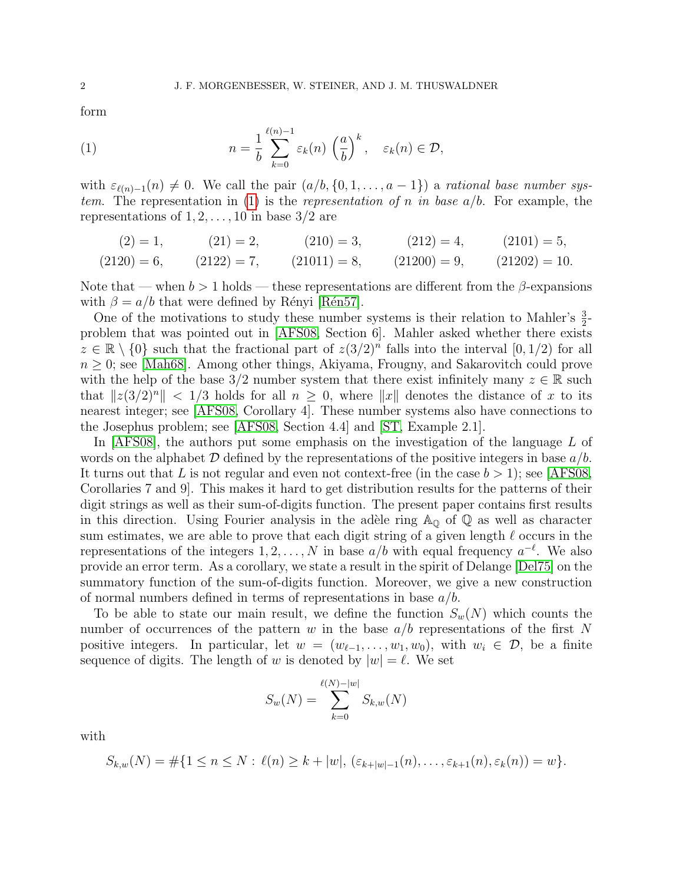form

$$n = \frac{1}{b} \sum_{k=0}^{\ell(n)-1} \varepsilon_k(n) \left(\frac{a}{b}\right)^k, \quad \varepsilon_k(n) \in \mathcal{D}, \tag{1}$$

with $\varepsilon_{\ell(n)-1}(n) \neq 0$. We call the pair $(a/b, \{0, 1, \ldots, a-1\})$ a *rational base number system*. The representation in (1) is the *representation of n in base a/b*. For example, the representations of $1, 2, \ldots, 10$ in base $3/2$ are

$$\begin{array}{ccccc} (2) = 1, & (21) = 2, & (210) = 3, & (212) = 4, & (2101) = 5, \\ (2120) = 6, & (2122) = 7, & (21011) = 8, & (21200) = 9, & (21202) = 10. \end{array}$$

Note that — when $b > 1$ holds — these representations are different from the $\beta$-expansions with $\beta = a/b$ that were defined by Rényi [Rén57].

One of the motivations to study these number systems is their relation to Mahler's $\frac{3}{2}$-problem that was pointed out in [AFS08, Section 6]. Mahler asked whether there exists $z \in \mathbb{R} \setminus \{0\}$ such that the fractional part of $z(3/2)^n$ falls into the interval $[0, 1/2)$ for all $n \geq 0$; see [Mah68]. Among other things, Akiyama, Frougny, and Sakarovitch could prove with the help of the base $3/2$ number system that there exist infinitely many $z \in \mathbb{R}$ such that $\|z(3/2)^n\| < 1/3$ holds for all $n \geq 0$, where $\|x\|$ denotes the distance of $x$ to its nearest integer; see [AFS08, Corollary 4]. These number systems also have connections to the Josephus problem; see [AFS08, Section 4.4] and [ST, Example 2.1].

In [AFS08], the authors put some emphasis on the investigation of the language $L$ of words on the alphabet $\mathcal{D}$ defined by the representations of the positive integers in base $a/b$. It turns out that $L$ is not regular and even not context-free (in the case $b > 1$); see [AFS08, Corollaries 7 and 9]. This makes it hard to get distribution results for the patterns of their digit strings as well as their sum-of-digits function. The present paper contains first results in this direction. Using Fourier analysis in the adèle ring $\mathbb{A}_\mathbb{Q}$ of $\mathbb{Q}$ as well as character sum estimates, we are able to prove that each digit string of a given length $\ell$ occurs in the representations of the integers $1, 2, \ldots, N$ in base $a/b$ with equal frequency $a^{-\ell}$. We also provide an error term. As a corollary, we state a result in the spirit of Delange [Del75] on the summatory function of the sum-of-digits function. Moreover, we give a new construction of normal numbers defined in terms of representations in base $a/b$.

To be able to state our main result, we define the function $S_w(N)$ which counts the number of occurrences of the pattern $w$ in the base $a/b$ representations of the first $N$ positive integers. In particular, let $w = (w_{\ell-1}, \ldots, w_1, w_0)$, with $w_i \in \mathcal{D}$, be a finite sequence of digits. The length of $w$ is denoted by $|w| = \ell$. We set

$$S_w(N) = \sum_{k=0}^{\ell(N)-|w|} S_{k,w}(N)$$

with

$$S_{k,w}(N) = \#\{1 \leq n \leq N : \ell(n) \geq k + |w|, (\varepsilon_{k+|w|-1}(n), \ldots, \varepsilon_{k+1}(n), \varepsilon_k(n)) = w\}.$$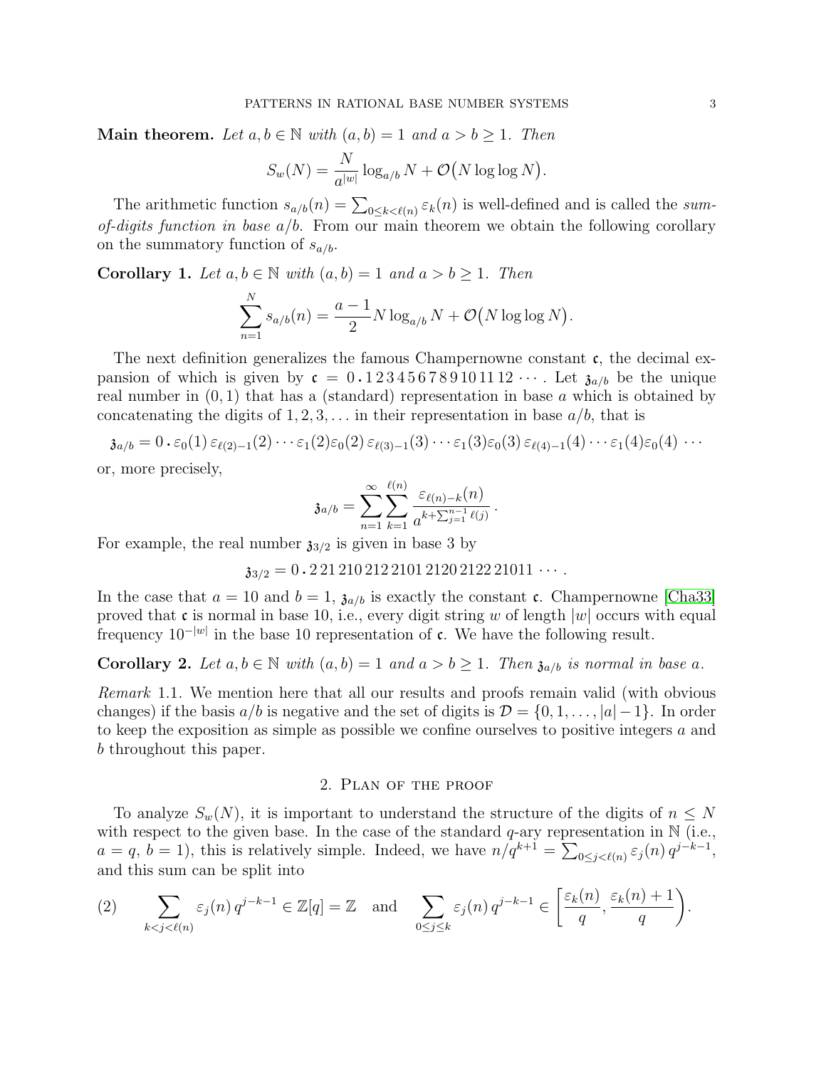**Main theorem.** *Let $a, b \in \mathbb{N}$ with $(a,b)=1$ and $a > b \geq 1$. Then*

$$S_w(N) = \frac{N}{a^{|w|}} \log_{a/b} N + \mathcal{O}\big(N \log\log N\big).$$

The arithmetic function $s_{a/b}(n) = \sum_{0 \leq k < \ell(n)} \varepsilon_k(n)$ is well-defined and is called the *sum-of-digits function in base $a/b$*. From our main theorem we obtain the following corollary on the summatory function of $s_{a/b}$.

**Corollary 1.** *Let $a, b \in \mathbb{N}$ with $(a,b)=1$ and $a > b \geq 1$. Then*

$$\sum_{n=1}^{N} s_{a/b}(n) = \frac{a-1}{2} N \log_{a/b} N + \mathcal{O}\big(N \log\log N\big).$$

The next definition generalizes the famous Champernowne constant $\mathfrak{c}$, the decimal expansion of which is given by $\mathfrak{c} = 0\,.\,1\,2\,3\,4\,5\,6\,7\,8\,9\,10\,11\,12\,\cdots$. Let $\mathfrak{z}_{a/b}$ be the unique real number in $(0,1)$ that has a (standard) representation in base $a$ which is obtained by concatenating the digits of $1, 2, 3, \ldots$ in their representation in base $a/b$, that is

$$\mathfrak{z}_{a/b} = 0\,.\,\varepsilon_0(1)\,\varepsilon_{\ell(2)-1}(2)\cdots\varepsilon_1(2)\varepsilon_0(2)\,\varepsilon_{\ell(3)-1}(3)\cdots\varepsilon_1(3)\varepsilon_0(3)\,\varepsilon_{\ell(4)-1}(4)\cdots\varepsilon_1(4)\varepsilon_0(4)\,\cdots$$

or, more precisely,

$$\mathfrak{z}_{a/b} = \sum_{n=1}^{\infty}\sum_{k=1}^{\ell(n)} \frac{\varepsilon_{\ell(n)-k}(n)}{a^{k+\sum_{j=1}^{n-1}\ell(j)}}\,.$$

For example, the real number $\mathfrak{z}_{3/2}$ is given in base 3 by

$$\mathfrak{z}_{3/2} = 0\,.\,2\;21\;210\;212\;2101\;2120\;2122\;21011\;\cdots.$$

In the case that $a = 10$ and $b = 1$, $\mathfrak{z}_{a/b}$ is exactly the constant $\mathfrak{c}$. Champernowne [Cha33] proved that $\mathfrak{c}$ is normal in base 10, i.e., every digit string $w$ of length $|w|$ occurs with equal frequency $10^{-|w|}$ in the base 10 representation of $\mathfrak{c}$. We have the following result.

**Corollary 2.** *Let $a, b \in \mathbb{N}$ with $(a,b)=1$ and $a > b \geq 1$. Then $\mathfrak{z}_{a/b}$ is normal in base $a$.*

*Remark* 1.1. We mention here that all our results and proofs remain valid (with obvious changes) if the basis $a/b$ is negative and the set of digits is $\mathcal{D} = \{0, 1, \ldots, |a|-1\}$. In order to keep the exposition as simple as possible we confine ourselves to positive integers $a$ and $b$ throughout this paper.

## 2. Plan of the proof

To analyze $S_w(N)$, it is important to understand the structure of the digits of $n \leq N$ with respect to the given base. In the case of the standard $q$-ary representation in $\mathbb{N}$ (i.e., $a = q$, $b = 1$), this is relatively simple. Indeed, we have $n/q^{k+1} = \sum_{0 \leq j < \ell(n)} \varepsilon_j(n)\, q^{j-k-1}$, and this sum can be split into

$$\text{(2)} \qquad \sum_{k<j<\ell(n)} \varepsilon_j(n)\, q^{j-k-1} \in \mathbb{Z}[q] = \mathbb{Z} \quad \text{and} \quad \sum_{0 \leq j \leq k} \varepsilon_j(n)\, q^{j-k-1} \in \left[\frac{\varepsilon_k(n)}{q}, \frac{\varepsilon_k(n)+1}{q}\right).$$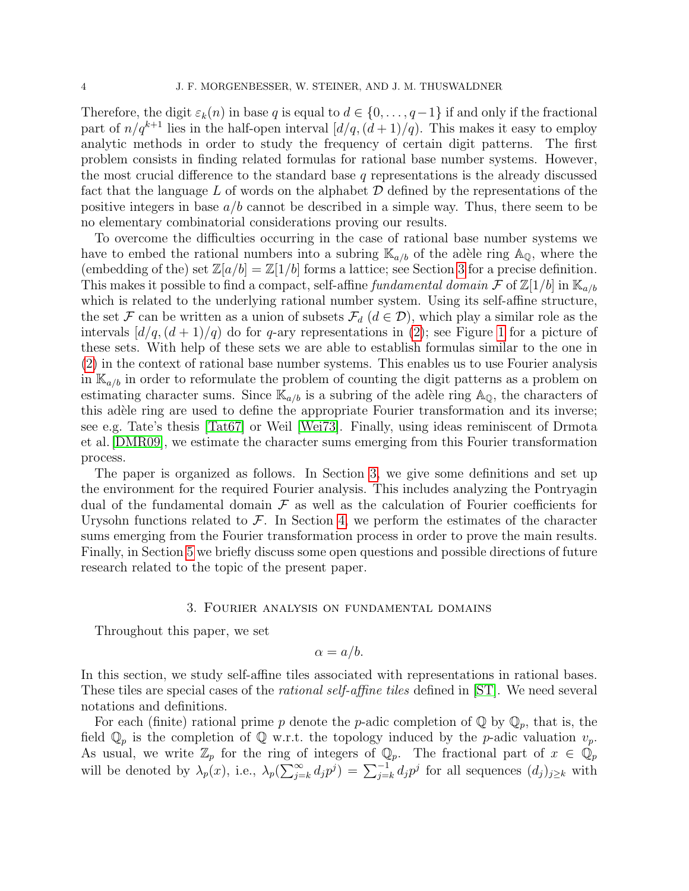Therefore, the digit $\varepsilon_k(n)$ in base $q$ is equal to $d \in \{0, \dots, q-1\}$ if and only if the fractional part of $n/q^{k+1}$ lies in the half-open interval $[d/q, (d+1)/q)$. This makes it easy to employ analytic methods in order to study the frequency of certain digit patterns. The first problem consists in finding related formulas for rational base number systems. However, the most crucial difference to the standard base $q$ representations is the already discussed fact that the language $L$ of words on the alphabet $\mathcal{D}$ defined by the representations of the positive integers in base $a/b$ cannot be described in a simple way. Thus, there seem to be no elementary combinatorial considerations proving our results.

To overcome the difficulties occurring in the case of rational base number systems we have to embed the rational numbers into a subring $\mathbb{K}_{a/b}$ of the adèle ring $\mathbb{A}_{\mathbb{Q}}$, where the (embedding of the) set $\mathbb{Z}[a/b] = \mathbb{Z}[1/b]$ forms a lattice; see Section 3 for a precise definition. This makes it possible to find a compact, self-affine *fundamental domain* $\mathcal{F}$ of $\mathbb{Z}[1/b]$ in $\mathbb{K}_{a/b}$ which is related to the underlying rational number system. Using its self-affine structure, the set $\mathcal{F}$ can be written as a union of subsets $\mathcal{F}_d$ ($d \in \mathcal{D}$), which play a similar role as the intervals $[d/q, (d+1)/q)$ do for $q$-ary representations in (2); see Figure 1 for a picture of these sets. With help of these sets we are able to establish formulas similar to the one in (2) in the context of rational base number systems. This enables us to use Fourier analysis in $\mathbb{K}_{a/b}$ in order to reformulate the problem of counting the digit patterns as a problem on estimating character sums. Since $\mathbb{K}_{a/b}$ is a subring of the adèle ring $\mathbb{A}_{\mathbb{Q}}$, the characters of this adèle ring are used to define the appropriate Fourier transformation and its inverse; see e.g. Tate's thesis [Tat67] or Weil [Wei73]. Finally, using ideas reminiscent of Drmota et al. [DMR09], we estimate the character sums emerging from this Fourier transformation process.

The paper is organized as follows. In Section 3, we give some definitions and set up the environment for the required Fourier analysis. This includes analyzing the Pontryagin dual of the fundamental domain $\mathcal{F}$ as well as the calculation of Fourier coefficients for Urysohn functions related to $\mathcal{F}$. In Section 4, we perform the estimates of the character sums emerging from the Fourier transformation process in order to prove the main results. Finally, in Section 5 we briefly discuss some open questions and possible directions of future research related to the topic of the present paper.

## 3. Fourier analysis on fundamental domains

Throughout this paper, we set

$$\alpha = a/b.$$

In this section, we study self-affine tiles associated with representations in rational bases. These tiles are special cases of the *rational self-affine tiles* defined in [ST]. We need several notations and definitions.

For each (finite) rational prime $p$ denote the $p$-adic completion of $\mathbb{Q}$ by $\mathbb{Q}_p$, that is, the field $\mathbb{Q}_p$ is the completion of $\mathbb{Q}$ w.r.t. the topology induced by the $p$-adic valuation $v_p$. As usual, we write $\mathbb{Z}_p$ for the ring of integers of $\mathbb{Q}_p$. The fractional part of $x \in \mathbb{Q}_p$ will be denoted by $\lambda_p(x)$, i.e., $\lambda_p(\sum_{j=k}^{\infty} d_j p^j) = \sum_{j=k}^{-1} d_j p^j$ for all sequences $(d_j)_{j\ge k}$ with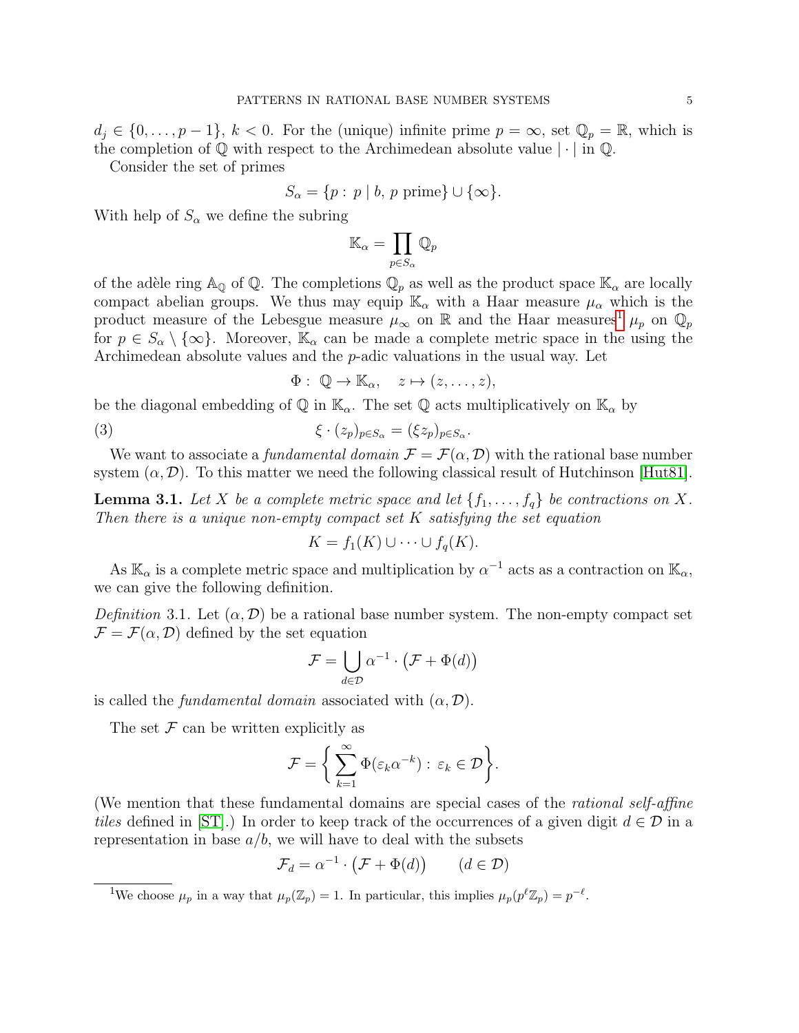$d_j \in \{0, \dots, p-1\}$, $k < 0$. For the (unique) infinite prime $p = \infty$, set $\mathbb{Q}_p = \mathbb{R}$, which is the completion of $\mathbb{Q}$ with respect to the Archimedean absolute value $|\cdot|$ in $\mathbb{Q}$.

Consider the set of primes

$$S_\alpha = \{p : \, p \mid b, \, p \text{ prime}\} \cup \{\infty\}.$$

With help of $S_\alpha$ we define the subring

$$\mathbb{K}_\alpha = \prod_{p \in S_\alpha} \mathbb{Q}_p$$

of the adèle ring $\mathbb{A}_\mathbb{Q}$ of $\mathbb{Q}$. The completions $\mathbb{Q}_p$ as well as the product space $\mathbb{K}_\alpha$ are locally compact abelian groups. We thus may equip $\mathbb{K}_\alpha$ with a Haar measure $\mu_\alpha$ which is the product measure of the Lebesgue measure $\mu_\infty$ on $\mathbb{R}$ and the Haar measures[1] $\mu_p$ on $\mathbb{Q}_p$ for $p \in S_\alpha \setminus \{\infty\}$. Moreover, $\mathbb{K}_\alpha$ can be made a complete metric space in the using the Archimedean absolute values and the $p$-adic valuations in the usual way. Let

$$\Phi : \, \mathbb{Q} \to \mathbb{K}_\alpha, \quad z \mapsto (z, \dots, z),$$

be the diagonal embedding of $\mathbb{Q}$ in $\mathbb{K}_\alpha$. The set $\mathbb{Q}$ acts multiplicatively on $\mathbb{K}_\alpha$ by

$$\xi \cdot (z_p)_{p \in S_\alpha} = (\xi z_p)_{p \in S_\alpha}. \tag{3}$$

We want to associate a *fundamental domain* $\mathcal{F} = \mathcal{F}(\alpha, \mathcal{D})$ with the rational base number system $(\alpha, \mathcal{D})$. To this matter we need the following classical result of Hutchinson [Hut81].

**Lemma 3.1.** *Let $X$ be a complete metric space and let $\{f_1, \dots, f_q\}$ be contractions on $X$. Then there is a unique non-empty compact set $K$ satisfying the set equation*

$$K = f_1(K) \cup \dots \cup f_q(K).$$

As $\mathbb{K}_\alpha$ is a complete metric space and multiplication by $\alpha^{-1}$ acts as a contraction on $\mathbb{K}_\alpha$, we can give the following definition.

*Definition* 3.1. Let $(\alpha, \mathcal{D})$ be a rational base number system. The non-empty compact set $\mathcal{F} = \mathcal{F}(\alpha, \mathcal{D})$ defined by the set equation

$$\mathcal{F} = \bigcup_{d \in \mathcal{D}} \alpha^{-1} \cdot \big(\mathcal{F} + \Phi(d)\big)$$

is called the *fundamental domain* associated with $(\alpha, \mathcal{D})$.

The set $\mathcal{F}$ can be written explicitly as

$$\mathcal{F} = \bigg\{ \sum_{k=1}^{\infty} \Phi(\varepsilon_k \alpha^{-k}) : \, \varepsilon_k \in \mathcal{D} \bigg\}.$$

(We mention that these fundamental domains are special cases of the *rational self-affine tiles* defined in [ST].) In order to keep track of the occurrences of a given digit $d \in \mathcal{D}$ in a representation in base $a/b$, we will have to deal with the subsets

$$\mathcal{F}_d = \alpha^{-1} \cdot \big(\mathcal{F} + \Phi(d)\big) \qquad (d \in \mathcal{D})$$

[1] We choose $\mu_p$ in a way that $\mu_p(\mathbb{Z}_p) = 1$. In particular, this implies $\mu_p(p^\ell \mathbb{Z}_p) = p^{-\ell}$.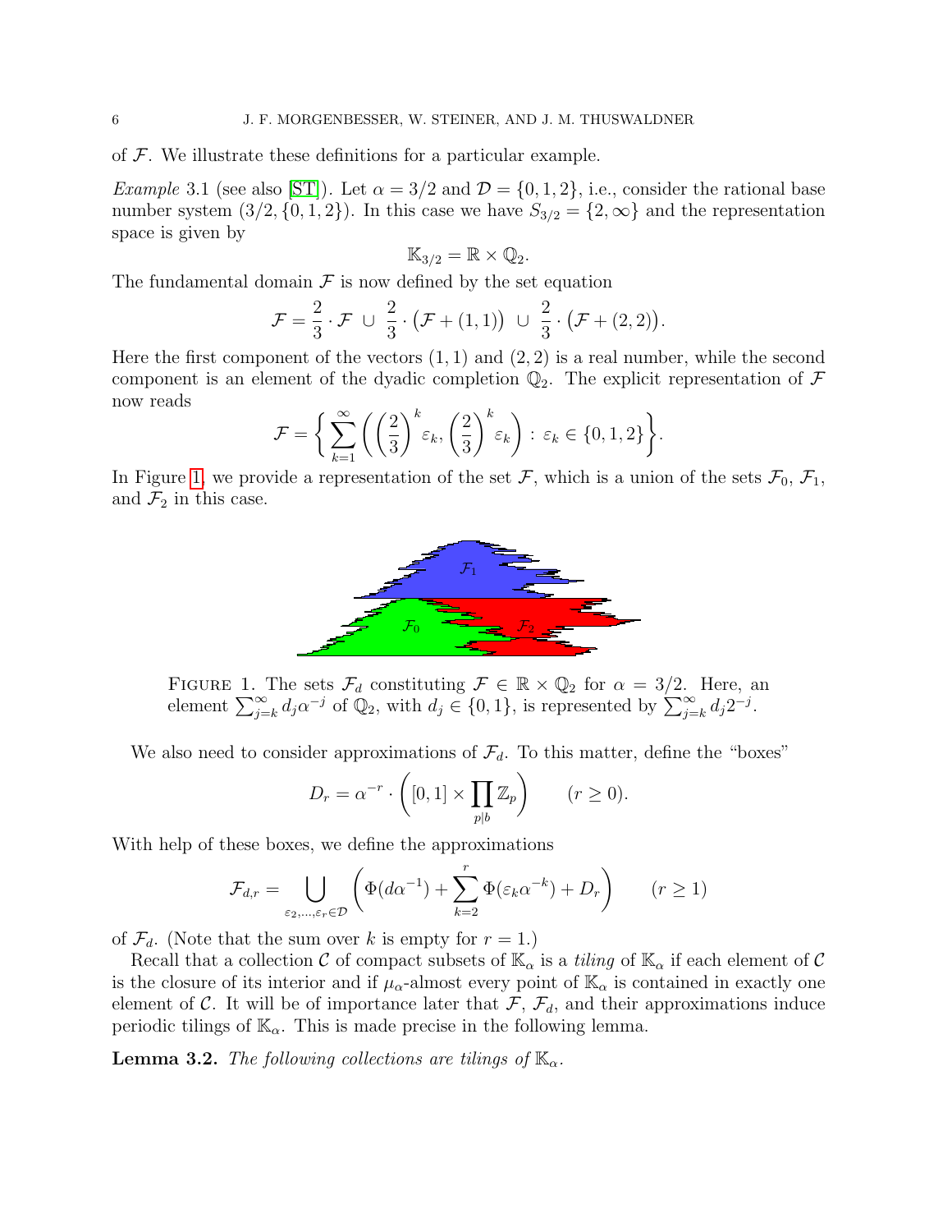of $\mathcal{F}$. We illustrate these definitions for a particular example.

*Example* 3.1 (see also [ST]). Let $\alpha = 3/2$ and $\mathcal{D} = \{0, 1, 2\}$, i.e., consider the rational base number system $(3/2, \{0, 1, 2\})$. In this case we have $S_{3/2} = \{2, \infty\}$ and the representation space is given by

$$\mathbb{K}_{3/2} = \mathbb{R} \times \mathbb{Q}_2.$$

The fundamental domain $\mathcal{F}$ is now defined by the set equation

$$\mathcal{F} = \frac{2}{3} \cdot \mathcal{F} \;\cup\; \frac{2}{3} \cdot \big(\mathcal{F} + (1,1)\big) \;\cup\; \frac{2}{3} \cdot \big(\mathcal{F} + (2,2)\big).$$

Here the first component of the vectors $(1, 1)$ and $(2, 2)$ is a real number, while the second component is an element of the dyadic completion $\mathbb{Q}_2$. The explicit representation of $\mathcal{F}$ now reads

$$\mathcal{F} = \bigg\{ \sum_{k=1}^{\infty} \bigg( \Big(\frac{2}{3}\Big)^k \varepsilon_k, \Big(\frac{2}{3}\Big)^k \varepsilon_k \bigg) : \varepsilon_k \in \{0, 1, 2\} \bigg\}.$$

In Figure 1, we provide a representation of the set $\mathcal{F}$, which is a union of the sets $\mathcal{F}_0$, $\mathcal{F}_1$, and $\mathcal{F}_2$ in this case.

FIGURE 1. The sets $\mathcal{F}_d$ constituting $\mathcal{F} \in \mathbb{R} \times \mathbb{Q}_2$ for $\alpha = 3/2$. Here, an element $\sum_{j=k}^{\infty} d_j \alpha^{-j}$ of $\mathbb{Q}_2$, with $d_j \in \{0, 1\}$, is represented by $\sum_{j=k}^{\infty} d_j 2^{-j}$.

We also need to consider approximations of $\mathcal{F}_d$. To this matter, define the "boxes"

$$D_r = \alpha^{-r} \cdot \bigg( [0, 1] \times \prod_{p|b} \mathbb{Z}_p \bigg) \qquad (r \geq 0).$$

With help of these boxes, we define the approximations

$$\mathcal{F}_{d,r} = \bigcup_{\varepsilon_2, \ldots, \varepsilon_r \in \mathcal{D}} \bigg( \Phi(d\alpha^{-1}) + \sum_{k=2}^{r} \Phi(\varepsilon_k \alpha^{-k}) + D_r \bigg) \qquad (r \geq 1)$$

of $\mathcal{F}_d$. (Note that the sum over $k$ is empty for $r = 1$.)

Recall that a collection $\mathcal{C}$ of compact subsets of $\mathbb{K}_\alpha$ is a *tiling* of $\mathbb{K}_\alpha$ if each element of $\mathcal{C}$ is the closure of its interior and if $\mu_\alpha$-almost every point of $\mathbb{K}_\alpha$ is contained in exactly one element of $\mathcal{C}$. It will be of importance later that $\mathcal{F}$, $\mathcal{F}_d$, and their approximations induce periodic tilings of $\mathbb{K}_\alpha$. This is made precise in the following lemma.

**Lemma 3.2.** *The following collections are tilings of* $\mathbb{K}_\alpha$.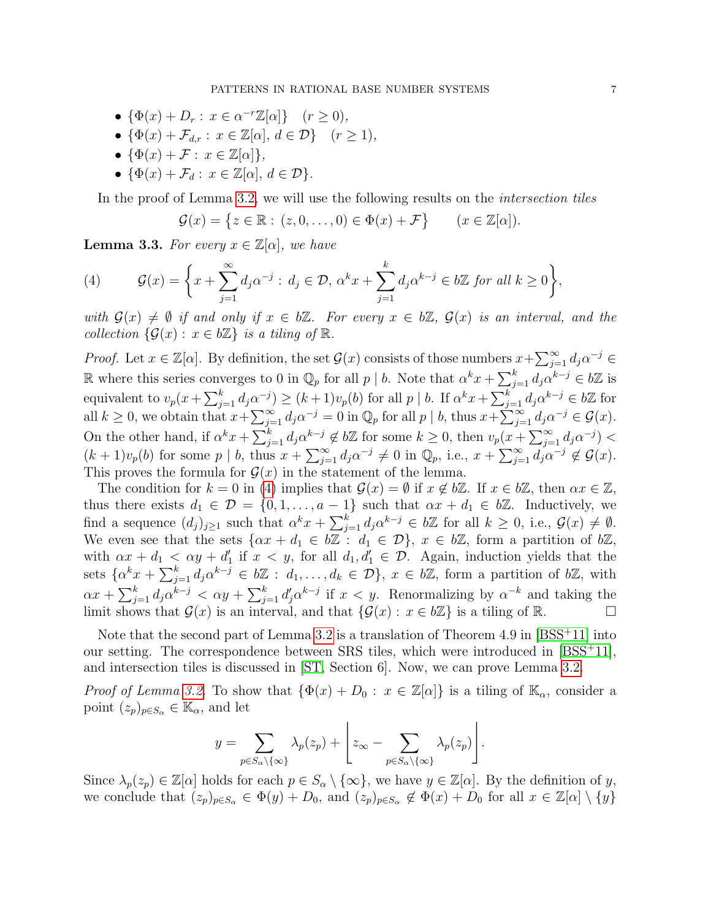- $\{\Phi(x) + D_r : x \in \alpha^{-r}\mathbb{Z}[\alpha]\} \quad (r \geq 0)$,
- $\{\Phi(x) + \mathcal{F}_{d,r} : x \in \mathbb{Z}[\alpha],\, d \in \mathcal{D}\} \quad (r \geq 1)$,
- $\{\Phi(x) + \mathcal{F} : x \in \mathbb{Z}[\alpha]\}$,
- $\{\Phi(x) + \mathcal{F}_d : x \in \mathbb{Z}[\alpha],\, d \in \mathcal{D}\}$.

In the proof of Lemma 3.2, we will use the following results on the *intersection tiles*

$$\mathcal{G}(x) = \big\{z \in \mathbb{R} : (z, 0, \ldots, 0) \in \Phi(x) + \mathcal{F}\big\} \qquad (x \in \mathbb{Z}[\alpha]).$$

**Lemma 3.3.** *For every $x \in \mathbb{Z}[\alpha]$, we have*

$$\mathcal{G}(x) = \bigg\{x + \sum_{j=1}^{\infty} d_j \alpha^{-j} : d_j \in \mathcal{D},\ \alpha^k x + \sum_{j=1}^{k} d_j \alpha^{k-j} \in b\mathbb{Z} \text{ for all } k \geq 0\bigg\}, \tag{4}$$

*with $\mathcal{G}(x) \neq \emptyset$ if and only if $x \in b\mathbb{Z}$. For every $x \in b\mathbb{Z}$, $\mathcal{G}(x)$ is an interval, and the collection $\{\mathcal{G}(x) : x \in b\mathbb{Z}\}$ is a tiling of $\mathbb{R}$.*

*Proof.* Let $x \in \mathbb{Z}[\alpha]$. By definition, the set $\mathcal{G}(x)$ consists of those numbers $x + \sum_{j=1}^{\infty} d_j \alpha^{-j} \in \mathbb{R}$ where this series converges to 0 in $\mathbb{Q}_p$ for all $p \mid b$. Note that $\alpha^k x + \sum_{j=1}^{k} d_j \alpha^{k-j} \in b\mathbb{Z}$ is equivalent to $v_p(x + \sum_{j=1}^{k} d_j \alpha^{-j}) \geq (k+1) v_p(b)$ for all $p \mid b$. If $\alpha^k x + \sum_{j=1}^{k} d_j \alpha^{k-j} \in b\mathbb{Z}$ for all $k \geq 0$, we obtain that $x + \sum_{j=1}^{\infty} d_j \alpha^{-j} = 0$ in $\mathbb{Q}_p$ for all $p \mid b$, thus $x + \sum_{j=1}^{\infty} d_j \alpha^{-j} \in \mathcal{G}(x)$. On the other hand, if $\alpha^k x + \sum_{j=1}^{k} d_j \alpha^{k-j} \notin b\mathbb{Z}$ for some $k \geq 0$, then $v_p(x + \sum_{j=1}^{\infty} d_j \alpha^{-j}) < (k+1) v_p(b)$ for some $p \mid b$, thus $x + \sum_{j=1}^{\infty} d_j \alpha^{-j} \neq 0$ in $\mathbb{Q}_p$, i.e., $x + \sum_{j=1}^{\infty} d_j \alpha^{-j} \notin \mathcal{G}(x)$. This proves the formula for $\mathcal{G}(x)$ in the statement of the lemma.

The condition for $k = 0$ in (4) implies that $\mathcal{G}(x) = \emptyset$ if $x \notin b\mathbb{Z}$. If $x \in b\mathbb{Z}$, then $\alpha x \in \mathbb{Z}$, thus there exists $d_1 \in \mathcal{D} = \{0, 1, \ldots, a-1\}$ such that $\alpha x + d_1 \in b\mathbb{Z}$. Inductively, we find a sequence $(d_j)_{j \geq 1}$ such that $\alpha^k x + \sum_{j=1}^{k} d_j \alpha^{k-j} \in b\mathbb{Z}$ for all $k \geq 0$, i.e., $\mathcal{G}(x) \neq \emptyset$. We even see that the sets $\{\alpha x + d_1 \in b\mathbb{Z} : d_1 \in \mathcal{D}\}$, $x \in b\mathbb{Z}$, form a partition of $b\mathbb{Z}$, with $\alpha x + d_1 < \alpha y + d_1'$ if $x < y$, for all $d_1, d_1' \in \mathcal{D}$. Again, induction yields that the sets $\{\alpha^k x + \sum_{j=1}^{k} d_j \alpha^{k-j} \in b\mathbb{Z} : d_1, \ldots, d_k \in \mathcal{D}\}$, $x \in b\mathbb{Z}$, form a partition of $b\mathbb{Z}$, with $\alpha x + \sum_{j=1}^{k} d_j \alpha^{k-j} < \alpha y + \sum_{j=1}^{k} d_j' \alpha^{k-j}$ if $x < y$. Renormalizing by $\alpha^{-k}$ and taking the limit shows that $\mathcal{G}(x)$ is an interval, and that $\{\mathcal{G}(x) : x \in b\mathbb{Z}\}$ is a tiling of $\mathbb{R}$. $\square$

Note that the second part of Lemma 3.2 is a translation of Theorem 4.9 in [BSS+11] into our setting. The correspondence between SRS tiles, which were introduced in [BSS+11], and intersection tiles is discussed in [ST, Section 6]. Now, we can prove Lemma 3.2.

*Proof of Lemma 3.2.* To show that $\{\Phi(x) + D_0 : x \in \mathbb{Z}[\alpha]\}$ is a tiling of $\mathbb{K}_\alpha$, consider a point $(z_p)_{p \in S_\alpha} \in \mathbb{K}_\alpha$, and let

$$y = \sum_{p \in S_\alpha \setminus \{\infty\}} \lambda_p(z_p) + \Bigg\lfloor z_\infty - \sum_{p \in S_\alpha \setminus \{\infty\}} \lambda_p(z_p) \Bigg\rfloor.$$

Since $\lambda_p(z_p) \in \mathbb{Z}[\alpha]$ holds for each $p \in S_\alpha \setminus \{\infty\}$, we have $y \in \mathbb{Z}[\alpha]$. By the definition of $y$, we conclude that $(z_p)_{p \in S_\alpha} \in \Phi(y) + D_0$, and $(z_p)_{p \in S_\alpha} \notin \Phi(x) + D_0$ for all $x \in \mathbb{Z}[\alpha] \setminus \{y\}$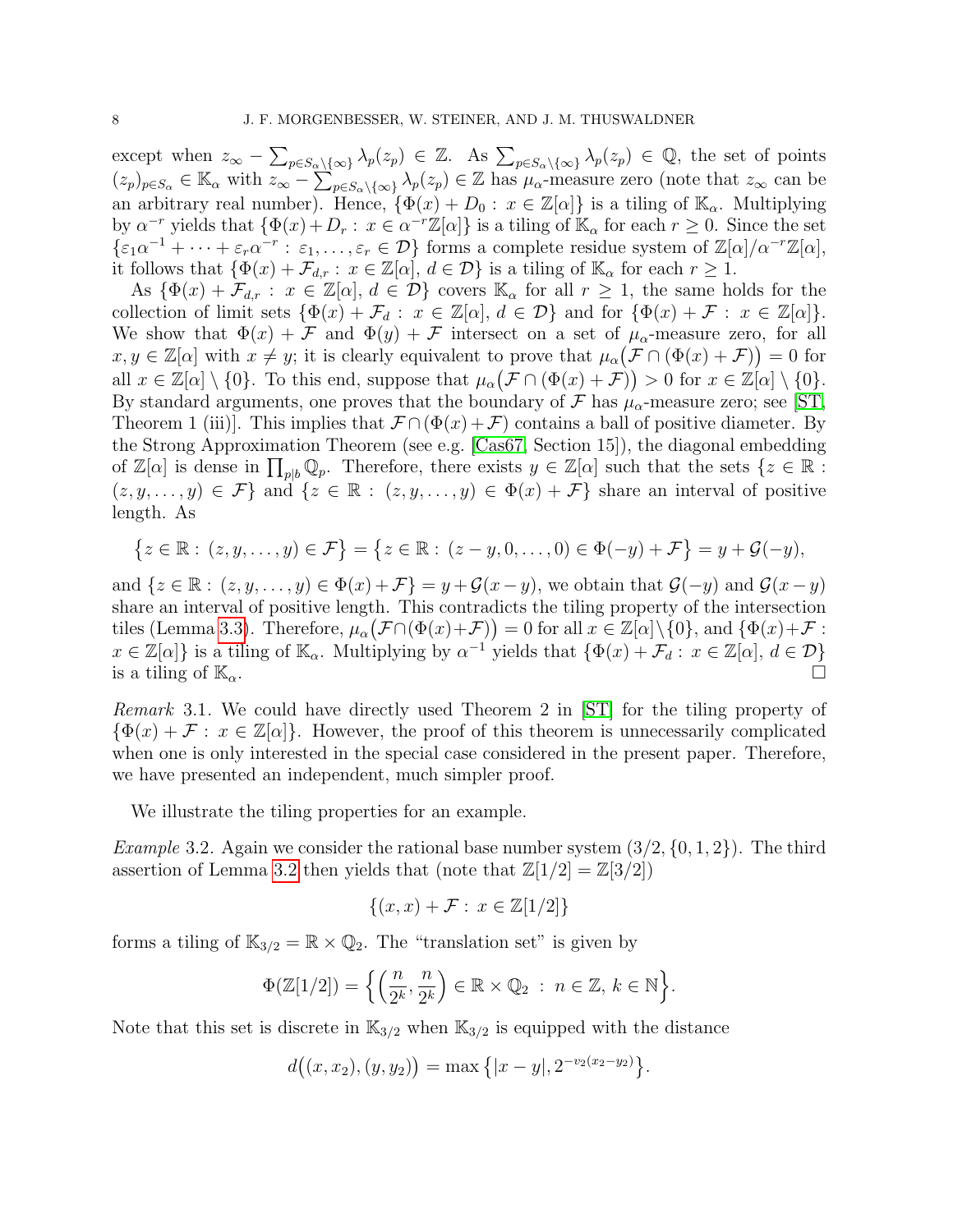except when $z_\infty - \sum_{p \in S_\alpha \setminus \{\infty\}} \lambda_p(z_p) \in \mathbb{Z}$. As $\sum_{p \in S_\alpha \setminus \{\infty\}} \lambda_p(z_p) \in \mathbb{Q}$, the set of points $(z_p)_{p \in S_\alpha} \in \mathbb{K}_\alpha$ with $z_\infty - \sum_{p \in S_\alpha \setminus \{\infty\}} \lambda_p(z_p) \in \mathbb{Z}$ has $\mu_\alpha$-measure zero (note that $z_\infty$ can be an arbitrary real number). Hence, $\{\Phi(x) + D_0 : x \in \mathbb{Z}[\alpha]\}$ is a tiling of $\mathbb{K}_\alpha$. Multiplying by $\alpha^{-r}$ yields that $\{\Phi(x) + D_r : x \in \alpha^{-r}\mathbb{Z}[\alpha]\}$ is a tiling of $\mathbb{K}_\alpha$ for each $r \geq 0$. Since the set $\{\varepsilon_1 \alpha^{-1} + \cdots + \varepsilon_r \alpha^{-r} : \varepsilon_1, \ldots, \varepsilon_r \in \mathcal{D}\}$ forms a complete residue system of $\mathbb{Z}[\alpha]/\alpha^{-r}\mathbb{Z}[\alpha]$, it follows that $\{\Phi(x) + \mathcal{F}_{d,r} : x \in \mathbb{Z}[\alpha],\, d \in \mathcal{D}\}$ is a tiling of $\mathbb{K}_\alpha$ for each $r \geq 1$.

As $\{\Phi(x) + \mathcal{F}_{d,r} : x \in \mathbb{Z}[\alpha],\, d \in \mathcal{D}\}$ covers $\mathbb{K}_\alpha$ for all $r \geq 1$, the same holds for the collection of limit sets $\{\Phi(x) + \mathcal{F}_d : x \in \mathbb{Z}[\alpha],\, d \in \mathcal{D}\}$ and for $\{\Phi(x) + \mathcal{F} : x \in \mathbb{Z}[\alpha]\}$. We show that $\Phi(x) + \mathcal{F}$ and $\Phi(y) + \mathcal{F}$ intersect on a set of $\mu_\alpha$-measure zero, for all $x, y \in \mathbb{Z}[\alpha]$ with $x \neq y$; it is clearly equivalent to prove that $\mu_\alpha\big(\mathcal{F} \cap (\Phi(x) + \mathcal{F})\big) = 0$ for all $x \in \mathbb{Z}[\alpha] \setminus \{0\}$. To this end, suppose that $\mu_\alpha\big(\mathcal{F} \cap (\Phi(x) + \mathcal{F})\big) > 0$ for $x \in \mathbb{Z}[\alpha] \setminus \{0\}$. By standard arguments, one proves that the boundary of $\mathcal{F}$ has $\mu_\alpha$-measure zero; see [ST, Theorem 1 (iii)]. This implies that $\mathcal{F} \cap (\Phi(x) + \mathcal{F})$ contains a ball of positive diameter. By the Strong Approximation Theorem (see e.g. [Cas67, Section 15]), the diagonal embedding of $\mathbb{Z}[\alpha]$ is dense in $\prod_{p|b} \mathbb{Q}_p$. Therefore, there exists $y \in \mathbb{Z}[\alpha]$ such that the sets $\{z \in \mathbb{R} : (z, y, \ldots, y) \in \mathcal{F}\}$ and $\{z \in \mathbb{R} : (z, y, \ldots, y) \in \Phi(x) + \mathcal{F}\}$ share an interval of positive length. As

$$\big\{z \in \mathbb{R} : (z, y, \ldots, y) \in \mathcal{F}\big\} = \big\{z \in \mathbb{R} : (z - y, 0, \ldots, 0) \in \Phi(-y) + \mathcal{F}\big\} = y + \mathcal{G}(-y),$$

and $\{z \in \mathbb{R} : (z, y, \ldots, y) \in \Phi(x) + \mathcal{F}\} = y + \mathcal{G}(x - y)$, we obtain that $\mathcal{G}(-y)$ and $\mathcal{G}(x - y)$ share an interval of positive length. This contradicts the tiling property of the intersection tiles (Lemma 3.3). Therefore, $\mu_\alpha\big(\mathcal{F} \cap (\Phi(x) + \mathcal{F})\big) = 0$ for all $x \in \mathbb{Z}[\alpha] \setminus \{0\}$, and $\{\Phi(x) + \mathcal{F} : x \in \mathbb{Z}[\alpha]\}$ is a tiling of $\mathbb{K}_\alpha$. Multiplying by $\alpha^{-1}$ yields that $\{\Phi(x) + \mathcal{F}_d : x \in \mathbb{Z}[\alpha],\, d \in \mathcal{D}\}$ is a tiling of $\mathbb{K}_\alpha$. □

*Remark* 3.1. We could have directly used Theorem 2 in [ST] for the tiling property of $\{\Phi(x) + \mathcal{F} : x \in \mathbb{Z}[\alpha]\}$. However, the proof of this theorem is unnecessarily complicated when one is only interested in the special case considered in the present paper. Therefore, we have presented an independent, much simpler proof.

We illustrate the tiling properties for an example.

*Example* 3.2. Again we consider the rational base number system $(3/2, \{0, 1, 2\})$. The third assertion of Lemma 3.2 then yields that (note that $\mathbb{Z}[1/2] = \mathbb{Z}[3/2]$)

$$\{(x, x) + \mathcal{F} : x \in \mathbb{Z}[1/2]\}$$

forms a tiling of $\mathbb{K}_{3/2} = \mathbb{R} \times \mathbb{Q}_2$. The "translation set" is given by

$$\Phi(\mathbb{Z}[1/2]) = \Big\{\Big(\frac{n}{2^k}, \frac{n}{2^k}\Big) \in \mathbb{R} \times \mathbb{Q}_2 \ : \ n \in \mathbb{Z},\, k \in \mathbb{N}\Big\}.$$

Note that this set is discrete in $\mathbb{K}_{3/2}$ when $\mathbb{K}_{3/2}$ is equipped with the distance

$$d\big((x, x_2), (y, y_2)\big) = \max\big\{|x - y|, 2^{-v_2(x_2 - y_2)}\big\}.$$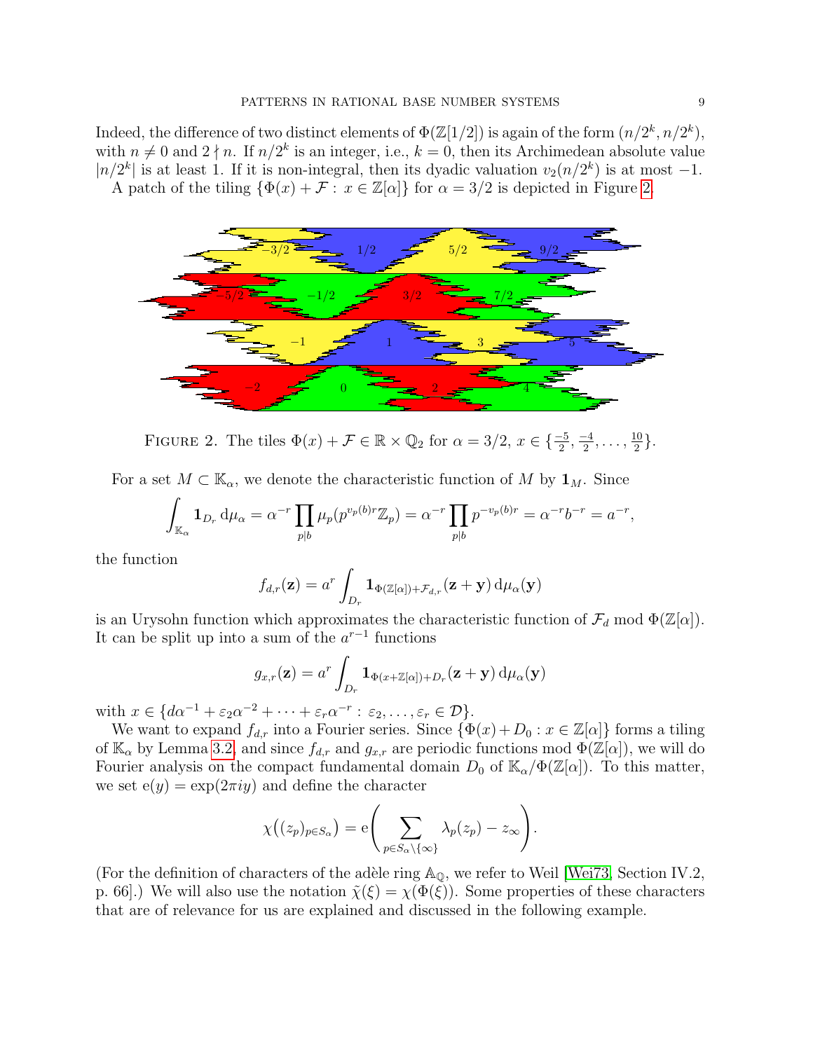Indeed, the difference of two distinct elements of $\Phi(\mathbb{Z}[1/2])$ is again of the form $(n/2^k, n/2^k)$, with $n \neq 0$ and $2 \nmid n$. If $n/2^k$ is an integer, i.e., $k = 0$, then its Archimedean absolute value $|n/2^k|$ is at least 1. If it is non-integral, then its dyadic valuation $v_2(n/2^k)$ is at most $-1$.

A patch of the tiling $\{\Phi(x) + \mathcal{F} : x \in \mathbb{Z}[\alpha]\}$ for $\alpha = 3/2$ is depicted in Figure 2.

FIGURE 2. The tiles $\Phi(x) + \mathcal{F} \in \mathbb{R} \times \mathbb{Q}_2$ for $\alpha = 3/2$, $x \in \{\frac{-5}{2}, \frac{-4}{2}, \ldots, \frac{10}{2}\}$.

For a set $M \subset \mathbb{K}_\alpha$, we denote the characteristic function of $M$ by $\mathbf{1}_M$. Since

$$\int_{\mathbb{K}_\alpha} \mathbf{1}_{D_r} \,\mathrm{d}\mu_\alpha = \alpha^{-r} \prod_{p|b} \mu_p(p^{v_p(b)r}\mathbb{Z}_p) = \alpha^{-r} \prod_{p|b} p^{-v_p(b)r} = \alpha^{-r} b^{-r} = a^{-r},$$

the function

$$f_{d,r}(\mathbf{z}) = a^r \int_{D_r} \mathbf{1}_{\Phi(\mathbb{Z}[\alpha]) + \mathcal{F}_{d,r}}(\mathbf{z} + \mathbf{y}) \,\mathrm{d}\mu_\alpha(\mathbf{y})$$

is an Urysohn function which approximates the characteristic function of $\mathcal{F}_d$ mod $\Phi(\mathbb{Z}[\alpha])$. It can be split up into a sum of the $a^{r-1}$ functions

$$g_{x,r}(\mathbf{z}) = a^r \int_{D_r} \mathbf{1}_{\Phi(x + \mathbb{Z}[\alpha]) + D_r}(\mathbf{z} + \mathbf{y}) \,\mathrm{d}\mu_\alpha(\mathbf{y})$$

with $x \in \{d\alpha^{-1} + \varepsilon_2\alpha^{-2} + \cdots + \varepsilon_r\alpha^{-r} : \varepsilon_2, \ldots, \varepsilon_r \in \mathcal{D}\}$.

We want to expand $f_{d,r}$ into a Fourier series. Since $\{\Phi(x) + D_0 : x \in \mathbb{Z}[\alpha]\}$ forms a tiling of $\mathbb{K}_\alpha$ by Lemma 3.2, and since $f_{d,r}$ and $g_{x,r}$ are periodic functions mod $\Phi(\mathbb{Z}[\alpha])$, we will do Fourier analysis on the compact fundamental domain $D_0$ of $\mathbb{K}_\alpha/\Phi(\mathbb{Z}[\alpha])$. To this matter, we set $\mathrm{e}(y) = \exp(2\pi i y)$ and define the character

$$\chi\big((z_p)_{p \in S_\alpha}\big) = \mathrm{e}\left(\sum_{p \in S_\alpha \setminus \{\infty\}} \lambda_p(z_p) - z_\infty\right).$$

(For the definition of characters of the adèle ring $\mathbb{A}_\mathbb{Q}$, we refer to Weil [Wei73, Section IV.2, p. 66].) We will also use the notation $\tilde{\chi}(\xi) = \chi(\Phi(\xi))$. Some properties of these characters that are of relevance for us are explained and discussed in the following example.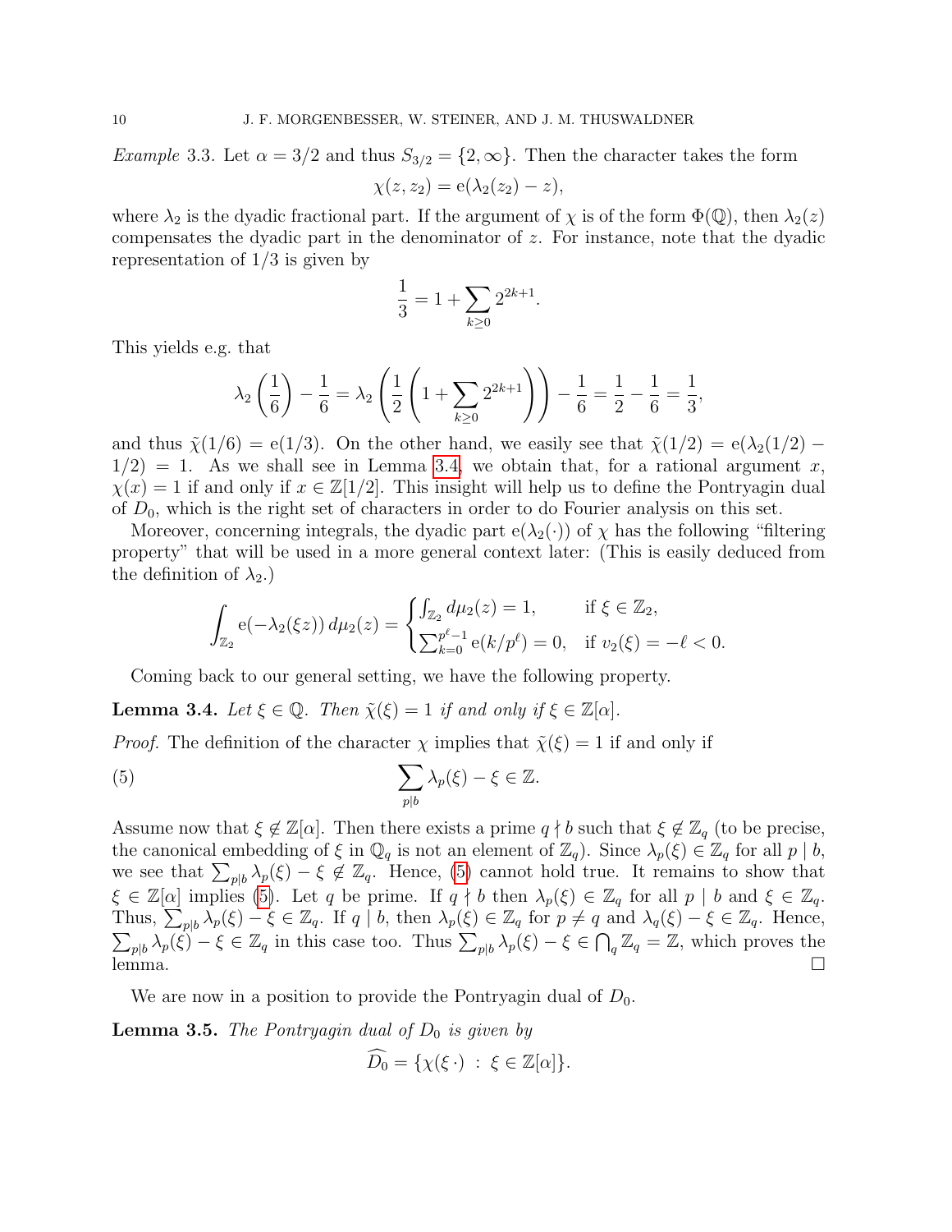*Example* 3.3. Let $\alpha = 3/2$ and thus $S_{3/2} = \{2, \infty\}$. Then the character takes the form

$$\chi(z, z_2) = \mathrm{e}(\lambda_2(z_2) - z),$$

where $\lambda_2$ is the dyadic fractional part. If the argument of $\chi$ is of the form $\Phi(\mathbb{Q})$, then $\lambda_2(z)$ compensates the dyadic part in the denominator of $z$. For instance, note that the dyadic representation of $1/3$ is given by

$$\frac{1}{3} = 1 + \sum_{k \geq 0} 2^{2k+1}.$$

This yields e.g. that

$$\lambda_2\left(\frac{1}{6}\right) - \frac{1}{6} = \lambda_2\left(\frac{1}{2}\left(1 + \sum_{k\geq 0} 2^{2k+1}\right)\right) - \frac{1}{6} = \frac{1}{2} - \frac{1}{6} = \frac{1}{3},$$

and thus $\tilde{\chi}(1/6) = \mathrm{e}(1/3)$. On the other hand, we easily see that $\tilde{\chi}(1/2) = \mathrm{e}(\lambda_2(1/2) - 1/2) = 1$. As we shall see in Lemma 3.4, we obtain that, for a rational argument $x$, $\chi(x) = 1$ if and only if $x \in \mathbb{Z}[1/2]$. This insight will help us to define the Pontryagin dual of $D_0$, which is the right set of characters in order to do Fourier analysis on this set.

Moreover, concerning integrals, the dyadic part $\mathrm{e}(\lambda_2(\cdot))$ of $\chi$ has the following "filtering property" that will be used in a more general context later: (This is easily deduced from the definition of $\lambda_2$.)

$$\int_{\mathbb{Z}_2} \mathrm{e}(-\lambda_2(\xi z))\, d\mu_2(z) = \begin{cases} \int_{\mathbb{Z}_2} d\mu_2(z) = 1, & \text{if } \xi \in \mathbb{Z}_2, \\ \sum_{k=0}^{p^\ell - 1} \mathrm{e}(k/p^\ell) = 0, & \text{if } v_2(\xi) = -\ell < 0. \end{cases}$$

Coming back to our general setting, we have the following property.

**Lemma 3.4.** *Let $\xi \in \mathbb{Q}$. Then $\tilde{\chi}(\xi) = 1$ if and only if $\xi \in \mathbb{Z}[\alpha]$.*

*Proof.* The definition of the character $\chi$ implies that $\tilde{\chi}(\xi) = 1$ if and only if

$$\sum_{p \mid b} \lambda_p(\xi) - \xi \in \mathbb{Z}. \tag{5}$$

Assume now that $\xi \notin \mathbb{Z}[\alpha]$. Then there exists a prime $q \nmid b$ such that $\xi \notin \mathbb{Z}_q$ (to be precise, the canonical embedding of $\xi$ in $\mathbb{Q}_q$ is not an element of $\mathbb{Z}_q$). Since $\lambda_p(\xi) \in \mathbb{Z}_q$ for all $p \mid b$, we see that $\sum_{p\mid b} \lambda_p(\xi) - \xi \notin \mathbb{Z}_q$. Hence, (5) cannot hold true. It remains to show that $\xi \in \mathbb{Z}[\alpha]$ implies (5). Let $q$ be prime. If $q \nmid b$ then $\lambda_p(\xi) \in \mathbb{Z}_q$ for all $p \mid b$ and $\xi \in \mathbb{Z}_q$. Thus, $\sum_{p\mid b} \lambda_p(\xi) - \xi \in \mathbb{Z}_q$. If $q \mid b$, then $\lambda_p(\xi) \in \mathbb{Z}_q$ for $p \neq q$ and $\lambda_q(\xi) - \xi \in \mathbb{Z}_q$. Hence, $\sum_{p\mid b} \lambda_p(\xi) - \xi \in \mathbb{Z}_q$ in this case too. Thus $\sum_{p\mid b} \lambda_p(\xi) - \xi \in \bigcap_q \mathbb{Z}_q = \mathbb{Z}$, which proves the lemma. $\square$

We are now in a position to provide the Pontryagin dual of $D_0$.

**Lemma 3.5.** *The Pontryagin dual of $D_0$ is given by*

$$\widehat{D_0} = \{\chi(\xi\, \cdot) \;:\; \xi \in \mathbb{Z}[\alpha]\}.$$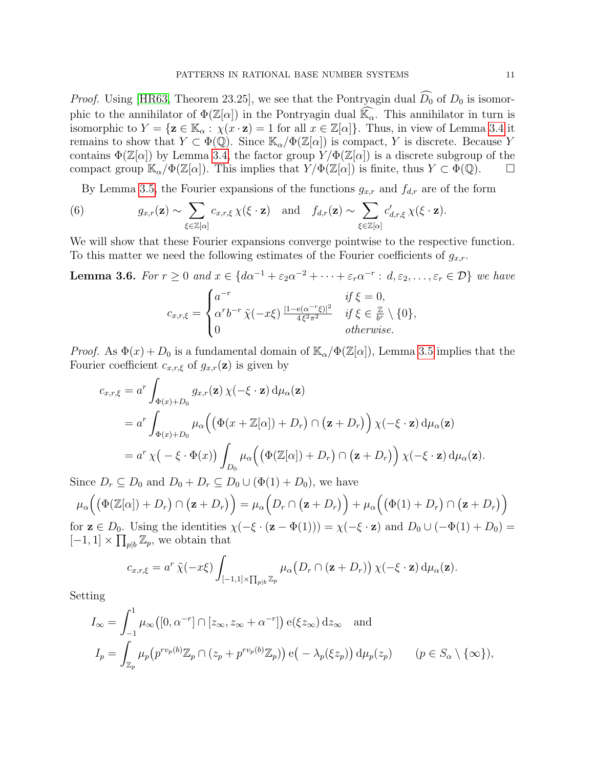*Proof.* Using [HR63, Theorem 23.25], we see that the Pontryagin dual $\widehat{D_0}$ of $D_0$ is isomorphic to the annihilator of $\Phi(\mathbb{Z}[\alpha])$ in the Pontryagin dual $\widehat{\mathbb{K}_\alpha}$. This annihilator in turn is isomorphic to $Y = \{\mathbf{z} \in \mathbb{K}_\alpha : \chi(x \cdot \mathbf{z}) = 1 \text{ for all } x \in \mathbb{Z}[\alpha]\}$. Thus, in view of Lemma 3.4 it remains to show that $Y \subset \Phi(\mathbb{Q})$. Since $\mathbb{K}_\alpha/\Phi(\mathbb{Z}[\alpha])$ is compact, $Y$ is discrete. Because $Y$ contains $\Phi(\mathbb{Z}[\alpha])$ by Lemma 3.4, the factor group $Y/\Phi(\mathbb{Z}[\alpha])$ is a discrete subgroup of the compact group $\mathbb{K}_\alpha/\Phi(\mathbb{Z}[\alpha])$. This implies that $Y/\Phi(\mathbb{Z}[\alpha])$ is finite, thus $Y \subset \Phi(\mathbb{Q})$. $\square$

By Lemma 3.5, the Fourier expansions of the functions $g_{x,r}$ and $f_{d,r}$ are of the form

$$g_{x,r}(\mathbf{z}) \sim \sum_{\xi \in \mathbb{Z}[\alpha]} c_{x,r,\xi}\, \chi(\xi \cdot \mathbf{z}) \quad \text{and} \quad f_{d,r}(\mathbf{z}) \sim \sum_{\xi \in \mathbb{Z}[\alpha]} c'_{d,r,\xi}\, \chi(\xi \cdot \mathbf{z}). \tag{6}$$

We will show that these Fourier expansions converge pointwise to the respective function. To this matter we need the following estimates of the Fourier coefficients of $g_{x,r}$.

**Lemma 3.6.** *For $r \geq 0$ and $x \in \{d\alpha^{-1} + \varepsilon_2\alpha^{-2} + \cdots + \varepsilon_r\alpha^{-r} : d, \varepsilon_2, \ldots, \varepsilon_r \in \mathcal{D}\}$ we have*

$$c_{x,r,\xi} = \begin{cases} a^{-r} & \text{if } \xi = 0, \\ \alpha^r b^{-r}\, \tilde{\chi}(-x\xi)\, \frac{|1-\mathrm{e}(\alpha^{-r}\xi)|^2}{4\,\xi^2\pi^2} & \text{if } \xi \in \frac{\mathbb{Z}}{b^r} \setminus \{0\}, \\ 0 & \text{otherwise.} \end{cases}$$

*Proof.* As $\Phi(x) + D_0$ is a fundamental domain of $\mathbb{K}_\alpha/\Phi(\mathbb{Z}[\alpha])$, Lemma 3.5 implies that the Fourier coefficient $c_{x,r,\xi}$ of $g_{x,r}(\mathbf{z})$ is given by

$$\begin{aligned}
c_{x,r,\xi} &= a^r \int_{\Phi(x)+D_0} g_{x,r}(\mathbf{z})\, \chi(-\xi \cdot \mathbf{z})\, \mathrm{d}\mu_\alpha(\mathbf{z}) \\
&= a^r \int_{\Phi(x)+D_0} \mu_\alpha\Big(\big(\Phi(x + \mathbb{Z}[\alpha]) + D_r\big) \cap \big(\mathbf{z} + D_r\big)\Big)\, \chi(-\xi \cdot \mathbf{z})\, \mathrm{d}\mu_\alpha(\mathbf{z}) \\
&= a^r\, \chi\big(-\xi \cdot \Phi(x)\big) \int_{D_0} \mu_\alpha\Big(\big(\Phi(\mathbb{Z}[\alpha]) + D_r\big) \cap \big(\mathbf{z} + D_r\big)\Big)\, \chi(-\xi \cdot \mathbf{z})\, \mathrm{d}\mu_\alpha(\mathbf{z}).
\end{aligned}$$

Since $D_r \subseteq D_0$ and $D_0 + D_r \subseteq D_0 \cup (\Phi(1) + D_0)$, we have

$$\mu_\alpha\Big(\big(\Phi(\mathbb{Z}[\alpha]) + D_r\big) \cap \big(\mathbf{z} + D_r\big)\Big) = \mu_\alpha\Big(D_r \cap \big(\mathbf{z} + D_r\big)\Big) + \mu_\alpha\Big(\big(\Phi(1) + D_r\big) \cap \big(\mathbf{z} + D_r\big)\Big)$$

for $\mathbf{z} \in D_0$. Using the identities $\chi(-\xi \cdot (\mathbf{z} - \Phi(1))) = \chi(-\xi \cdot \mathbf{z})$ and $D_0 \cup (-\Phi(1) + D_0) = [-1, 1] \times \prod_{p|b} \mathbb{Z}_p$, we obtain that

$$c_{x,r,\xi} = a^r\, \tilde{\chi}(-x\xi) \int_{[-1,1]\times\prod_{p|b}\mathbb{Z}_p} \mu_\alpha\big(D_r \cap (\mathbf{z} + D_r)\big)\, \chi(-\xi \cdot \mathbf{z})\, \mathrm{d}\mu_\alpha(\mathbf{z}).$$

Setting

$$\begin{aligned}
I_\infty &= \int_{-1}^{1} \mu_\infty\big([0, \alpha^{-r}] \cap [z_\infty, z_\infty + \alpha^{-r}]\big)\, \mathrm{e}(\xi z_\infty)\, \mathrm{d}z_\infty \quad \text{and} \\
I_p &= \int_{\mathbb{Z}_p} \mu_p\big(p^{rv_p(b)}\mathbb{Z}_p \cap (z_p + p^{rv_p(b)}\mathbb{Z}_p)\big)\, \mathrm{e}\big(-\lambda_p(\xi z_p)\big)\, \mathrm{d}\mu_p(z_p) \qquad (p \in S_\alpha \setminus \{\infty\}),
\end{aligned}$$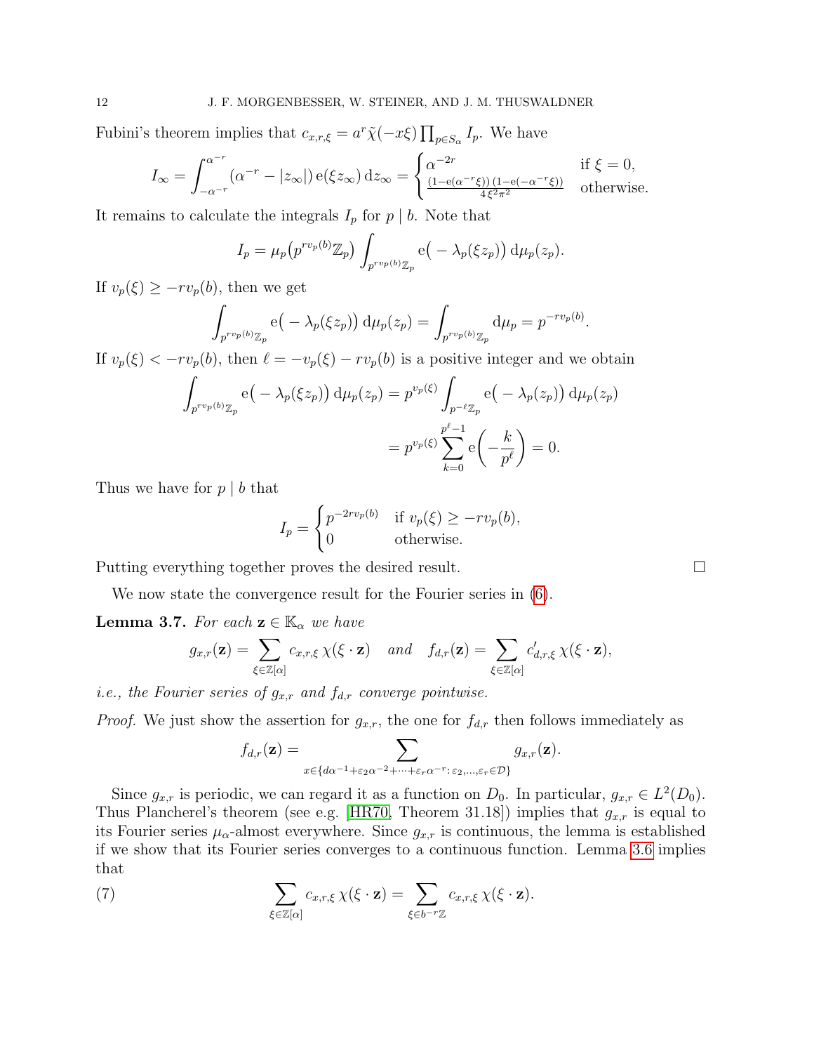Fubini's theorem implies that $c_{x,r,\xi} = a^r \tilde{\chi}(-x\xi) \prod_{p \in S_\alpha} I_p$. We have

$$I_\infty = \int_{-\alpha^{-r}}^{\alpha^{-r}} (\alpha^{-r} - |z_\infty|) \, \mathrm{e}(\xi z_\infty) \, \mathrm{d}z_\infty = \begin{cases} \alpha^{-2r} & \text{if } \xi = 0, \\ \frac{(1-\mathrm{e}(\alpha^{-r}\xi))\,(1-\mathrm{e}(-\alpha^{-r}\xi))}{4\,\xi^2\pi^2} & \text{otherwise.} \end{cases}$$

It remains to calculate the integrals $I_p$ for $p \mid b$. Note that

$$I_p = \mu_p\big(p^{r v_p(b)}\mathbb{Z}_p\big) \int_{p^{r v_p(b)}\mathbb{Z}_p} \mathrm{e}\big(-\lambda_p(\xi z_p)\big) \, \mathrm{d}\mu_p(z_p).$$

If $v_p(\xi) \geq -r v_p(b)$, then we get

$$\int_{p^{r v_p(b)}\mathbb{Z}_p} \mathrm{e}\big(-\lambda_p(\xi z_p)\big) \, \mathrm{d}\mu_p(z_p) = \int_{p^{r v_p(b)}\mathbb{Z}_p} \mathrm{d}\mu_p = p^{-r v_p(b)}.$$

If $v_p(\xi) < -r v_p(b)$, then $\ell = -v_p(\xi) - r v_p(b)$ is a positive integer and we obtain

$$\begin{aligned} \int_{p^{r v_p(b)}\mathbb{Z}_p} \mathrm{e}\big(-\lambda_p(\xi z_p)\big) \, \mathrm{d}\mu_p(z_p) &= p^{v_p(\xi)} \int_{p^{-\ell}\mathbb{Z}_p} \mathrm{e}\big(-\lambda_p(z_p)\big) \, \mathrm{d}\mu_p(z_p) \\ &= p^{v_p(\xi)} \sum_{k=0}^{p^\ell - 1} \mathrm{e}\Big(-\frac{k}{p^\ell}\Big) = 0. \end{aligned}$$

Thus we have for $p \mid b$ that

$$I_p = \begin{cases} p^{-2r v_p(b)} & \text{if } v_p(\xi) \geq -r v_p(b), \\ 0 & \text{otherwise.} \end{cases}$$

Putting everything together proves the desired result. $\square$

We now state the convergence result for the Fourier series in (6).

**Lemma 3.7.** *For each* $\mathbf{z} \in \mathbb{K}_\alpha$ *we have*

$$g_{x,r}(\mathbf{z}) = \sum_{\xi \in \mathbb{Z}[\alpha]} c_{x,r,\xi} \, \chi(\xi \cdot \mathbf{z}) \quad \text{and} \quad f_{d,r}(\mathbf{z}) = \sum_{\xi \in \mathbb{Z}[\alpha]} c'_{d,r,\xi} \, \chi(\xi \cdot \mathbf{z}),$$

*i.e., the Fourier series of* $g_{x,r}$ *and* $f_{d,r}$ *converge pointwise.*

*Proof.* We just show the assertion for $g_{x,r}$, the one for $f_{d,r}$ then follows immediately as

$$f_{d,r}(\mathbf{z}) = \sum_{x \in \{d\alpha^{-1} + \varepsilon_2\alpha^{-2} + \cdots + \varepsilon_r\alpha^{-r} : \, \varepsilon_2, \ldots, \varepsilon_r \in \mathcal{D}\}} g_{x,r}(\mathbf{z}).$$

Since $g_{x,r}$ is periodic, we can regard it as a function on $D_0$. In particular, $g_{x,r} \in L^2(D_0)$. Thus Plancherel's theorem (see e.g. [HR70, Theorem 31.18]) implies that $g_{x,r}$ is equal to its Fourier series $\mu_\alpha$-almost everywhere. Since $g_{x,r}$ is continuous, the lemma is established if we show that its Fourier series converges to a continuous function. Lemma 3.6 implies that

$$\sum_{\xi \in \mathbb{Z}[\alpha]} c_{x,r,\xi} \, \chi(\xi \cdot \mathbf{z}) = \sum_{\xi \in b^{-r}\mathbb{Z}} c_{x,r,\xi} \, \chi(\xi \cdot \mathbf{z}). \tag{7}$$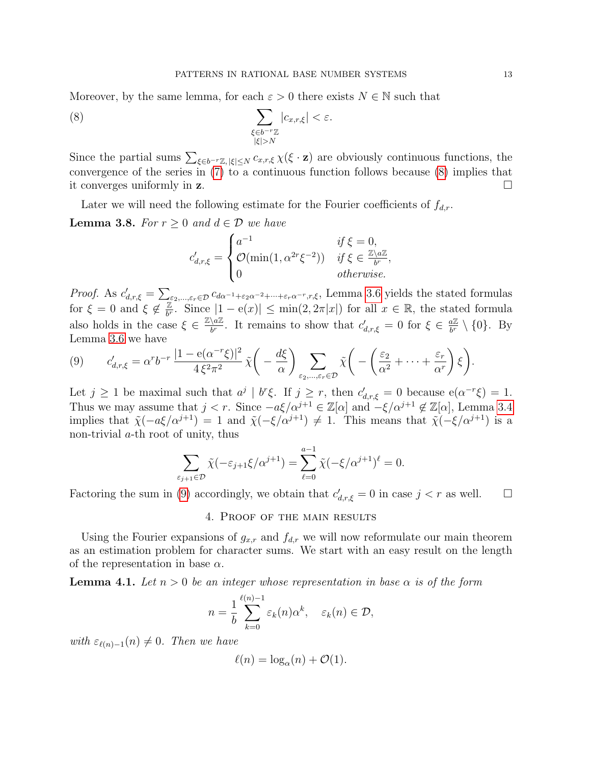Moreover, by the same lemma, for each $\varepsilon > 0$ there exists $N \in \mathbb{N}$ such that

$$\sum_{\substack{\xi \in b^{-r}\mathbb{Z} \\ |\xi| > N}} |c_{x,r,\xi}| < \varepsilon. \tag{8}$$

Since the partial sums $\sum_{\xi \in b^{-r}\mathbb{Z}, |\xi| \le N} c_{x,r,\xi}\, \chi(\xi \cdot \mathbf{z})$ are obviously continuous functions, the convergence of the series in (7) to a continuous function follows because (8) implies that it converges uniformly in $\mathbf{z}$. $\square$

Later we will need the following estimate for the Fourier coefficients of $f_{d,r}$.

**Lemma 3.8.** *For $r \ge 0$ and $d \in \mathcal{D}$ we have*

$$c'_{d,r,\xi} = \begin{cases} a^{-1} & \text{if } \xi = 0, \\ \mathcal{O}(\min(1, \alpha^{2r}\xi^{-2})) & \text{if } \xi \in \frac{\mathbb{Z} \setminus a\mathbb{Z}}{b^r}, \\ 0 & \text{otherwise.} \end{cases}$$

*Proof.* As $c'_{d,r,\xi} = \sum_{\varepsilon_2,\dots,\varepsilon_r \in \mathcal{D}} c_{d\alpha^{-1}+\varepsilon_2\alpha^{-2}+\cdots+\varepsilon_r\alpha^{-r},r,\xi}$, Lemma 3.6 yields the stated formulas for $\xi = 0$ and $\xi \notin \frac{\mathbb{Z}}{b^r}$. Since $|1 - \mathrm{e}(x)| \le \min(2, 2\pi|x|)$ for all $x \in \mathbb{R}$, the stated formula also holds in the case $\xi \in \frac{\mathbb{Z} \setminus a\mathbb{Z}}{b^r}$. It remains to show that $c'_{d,r,\xi} = 0$ for $\xi \in \frac{a\mathbb{Z}}{b^r} \setminus \{0\}$. By Lemma 3.6 we have

$$c'_{d,r,\xi} = \alpha^r b^{-r} \frac{|1 - \mathrm{e}(\alpha^{-r}\xi)|^2}{4\,\xi^2\pi^2}\, \tilde{\chi}\Big(-\frac{d\xi}{\alpha}\Big) \sum_{\varepsilon_2,\dots,\varepsilon_r \in \mathcal{D}} \tilde{\chi}\Big(-\Big(\frac{\varepsilon_2}{\alpha^2} + \cdots + \frac{\varepsilon_r}{\alpha^r}\Big)\xi\Big). \tag{9}$$

Let $j \ge 1$ be maximal such that $a^j \mid b^r\xi$. If $j \ge r$, then $c'_{d,r,\xi} = 0$ because $\mathrm{e}(\alpha^{-r}\xi) = 1$. Thus we may assume that $j < r$. Since $-a\xi/\alpha^{j+1} \in \mathbb{Z}[\alpha]$ and $-\xi/\alpha^{j+1} \notin \mathbb{Z}[\alpha]$, Lemma 3.4 implies that $\tilde{\chi}(-a\xi/\alpha^{j+1}) = 1$ and $\tilde{\chi}(-\xi/\alpha^{j+1}) \ne 1$. This means that $\tilde{\chi}(-\xi/\alpha^{j+1})$ is a non-trivial $a$-th root of unity, thus

$$\sum_{\varepsilon_{j+1} \in \mathcal{D}} \tilde{\chi}(-\varepsilon_{j+1}\xi/\alpha^{j+1}) = \sum_{\ell=0}^{a-1} \tilde{\chi}(-\xi/\alpha^{j+1})^\ell = 0.$$

Factoring the sum in (9) accordingly, we obtain that $c'_{d,r,\xi} = 0$ in case $j < r$ as well. $\square$

## 4. Proof of the main results

Using the Fourier expansions of $g_{x,r}$ and $f_{d,r}$ we will now reformulate our main theorem as an estimation problem for character sums. We start with an easy result on the length of the representation in base $\alpha$.

**Lemma 4.1.** *Let $n > 0$ be an integer whose representation in base $\alpha$ is of the form*

$$n = \frac{1}{b} \sum_{k=0}^{\ell(n)-1} \varepsilon_k(n)\alpha^k, \quad \varepsilon_k(n) \in \mathcal{D},$$

*with $\varepsilon_{\ell(n)-1}(n) \ne 0$. Then we have*

$$\ell(n) = \log_\alpha(n) + \mathcal{O}(1).$$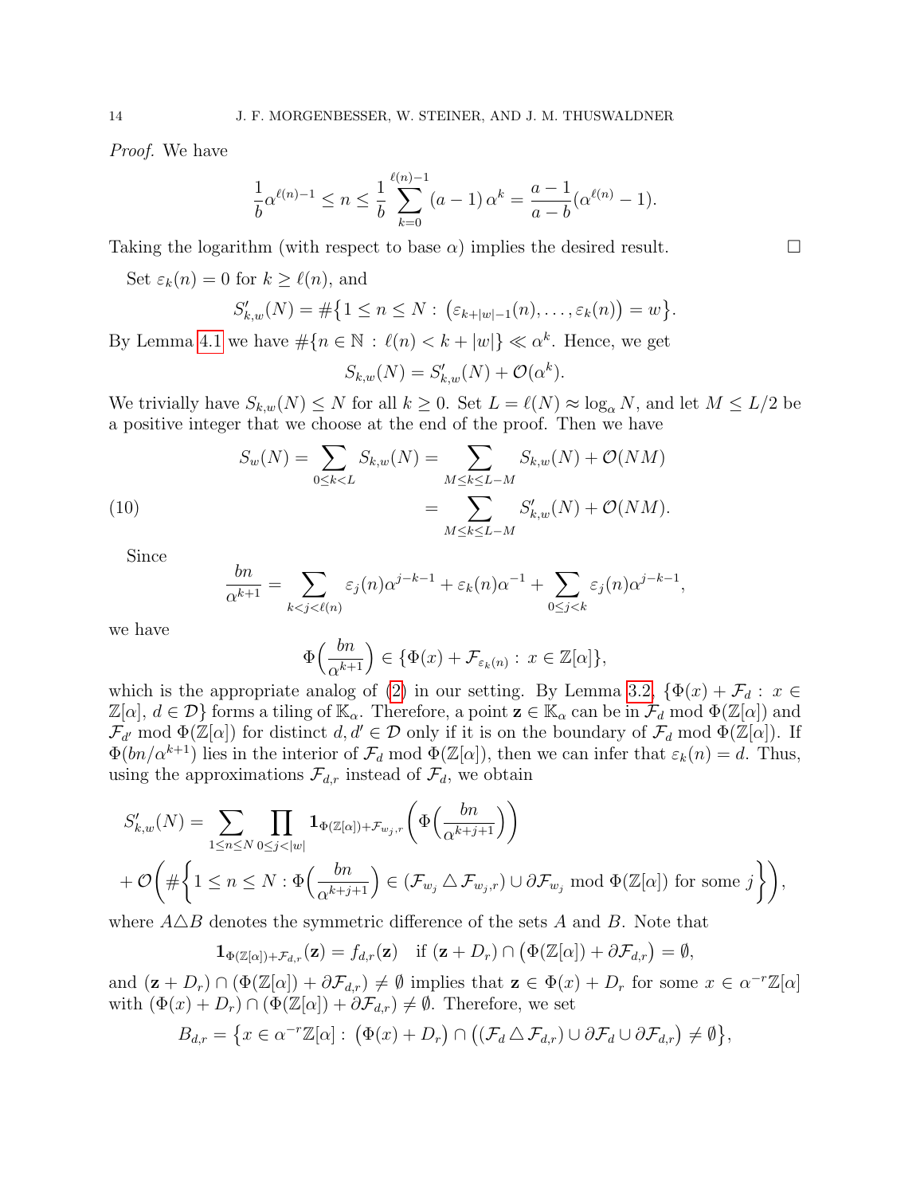*Proof.* We have

$$\frac{1}{b}\alpha^{\ell(n)-1} \le n \le \frac{1}{b}\sum_{k=0}^{\ell(n)-1} (a-1)\,\alpha^k = \frac{a-1}{a-b}(\alpha^{\ell(n)}-1).$$

Taking the logarithm (with respect to base $\alpha$) implies the desired result. □

Set $\varepsilon_k(n) = 0$ for $k \ge \ell(n)$, and

$$S'_{k,w}(N) = \#\big\{1 \le n \le N : \big(\varepsilon_{k+|w|-1}(n), \dots, \varepsilon_k(n)\big) = w\big\}.$$

By Lemma 4.1 we have $\#\{n \in \mathbb{N} : \ell(n) < k + |w|\} \ll \alpha^k$. Hence, we get

$$S_{k,w}(N) = S'_{k,w}(N) + \mathcal{O}(\alpha^k).$$

We trivially have $S_{k,w}(N) \le N$ for all $k \ge 0$. Set $L = \ell(N) \approx \log_\alpha N$, and let $M \le L/2$ be a positive integer that we choose at the end of the proof. Then we have

$$\begin{aligned} S_w(N) = \sum_{0\le k<L} S_{k,w}(N) &= \sum_{M \le k \le L-M} S_{k,w}(N) + \mathcal{O}(NM) \\ &= \sum_{M \le k \le L-M} S'_{k,w}(N) + \mathcal{O}(NM). \end{aligned} \tag{10}$$

Since

$$\frac{bn}{\alpha^{k+1}} = \sum_{k<j<\ell(n)} \varepsilon_j(n)\alpha^{j-k-1} + \varepsilon_k(n)\alpha^{-1} + \sum_{0\le j<k} \varepsilon_j(n)\alpha^{j-k-1},$$

we have

$$\Phi\Big(\frac{bn}{\alpha^{k+1}}\Big) \in \{\Phi(x) + \mathcal{F}_{\varepsilon_k(n)} : x \in \mathbb{Z}[\alpha]\},$$

which is the appropriate analog of (2) in our setting. By Lemma 3.2, $\{\Phi(x) + \mathcal{F}_d : x \in \mathbb{Z}[\alpha],\ d \in \mathcal{D}\}$ forms a tiling of $\mathbb{K}_\alpha$. Therefore, a point $\mathbf{z} \in \mathbb{K}_\alpha$ can be in $\mathcal{F}_d \bmod \Phi(\mathbb{Z}[\alpha])$ and $\mathcal{F}_{d'} \bmod \Phi(\mathbb{Z}[\alpha])$ for distinct $d, d' \in \mathcal{D}$ only if it is on the boundary of $\mathcal{F}_d \bmod \Phi(\mathbb{Z}[\alpha])$. If $\Phi(bn/\alpha^{k+1})$ lies in the interior of $\mathcal{F}_d \bmod \Phi(\mathbb{Z}[\alpha])$, then we can infer that $\varepsilon_k(n) = d$. Thus, using the approximations $\mathcal{F}_{d,r}$ instead of $\mathcal{F}_d$, we obtain

$$\begin{aligned} S'_{k,w}(N) &= \sum_{1\le n\le N} \prod_{0\le j<|w|} \mathbf{1}_{\Phi(\mathbb{Z}[\alpha])+\mathcal{F}_{w_j,r}}\Big(\Phi\Big(\frac{bn}{\alpha^{k+j+1}}\Big)\Big) \\ &+ \mathcal{O}\bigg(\#\bigg\{1 \le n \le N : \Phi\Big(\frac{bn}{\alpha^{k+j+1}}\Big) \in (\mathcal{F}_{w_j} \triangle \mathcal{F}_{w_j,r}) \cup \partial\mathcal{F}_{w_j} \bmod \Phi(\mathbb{Z}[\alpha]) \text{ for some } j\bigg\}\bigg), \end{aligned}$$

where $A \triangle B$ denotes the symmetric difference of the sets $A$ and $B$. Note that

$$\mathbf{1}_{\Phi(\mathbb{Z}[\alpha])+\mathcal{F}_{d,r}}(\mathbf{z}) = f_{d,r}(\mathbf{z}) \quad \text{if } (\mathbf{z} + D_r) \cap \big(\Phi(\mathbb{Z}[\alpha]) + \partial\mathcal{F}_{d,r}\big) = \emptyset,$$

and $(\mathbf{z} + D_r) \cap (\Phi(\mathbb{Z}[\alpha]) + \partial\mathcal{F}_{d,r}) \neq \emptyset$ implies that $\mathbf{z} \in \Phi(x) + D_r$ for some $x \in \alpha^{-r}\mathbb{Z}[\alpha]$ with $(\Phi(x) + D_r) \cap (\Phi(\mathbb{Z}[\alpha]) + \partial\mathcal{F}_{d,r}) \neq \emptyset$. Therefore, we set

$$B_{d,r} = \big\{x \in \alpha^{-r}\mathbb{Z}[\alpha] : \big(\Phi(x) + D_r\big) \cap \big((\mathcal{F}_d \triangle \mathcal{F}_{d,r}) \cup \partial\mathcal{F}_d \cup \partial\mathcal{F}_{d,r}\big) \neq \emptyset\big\},$$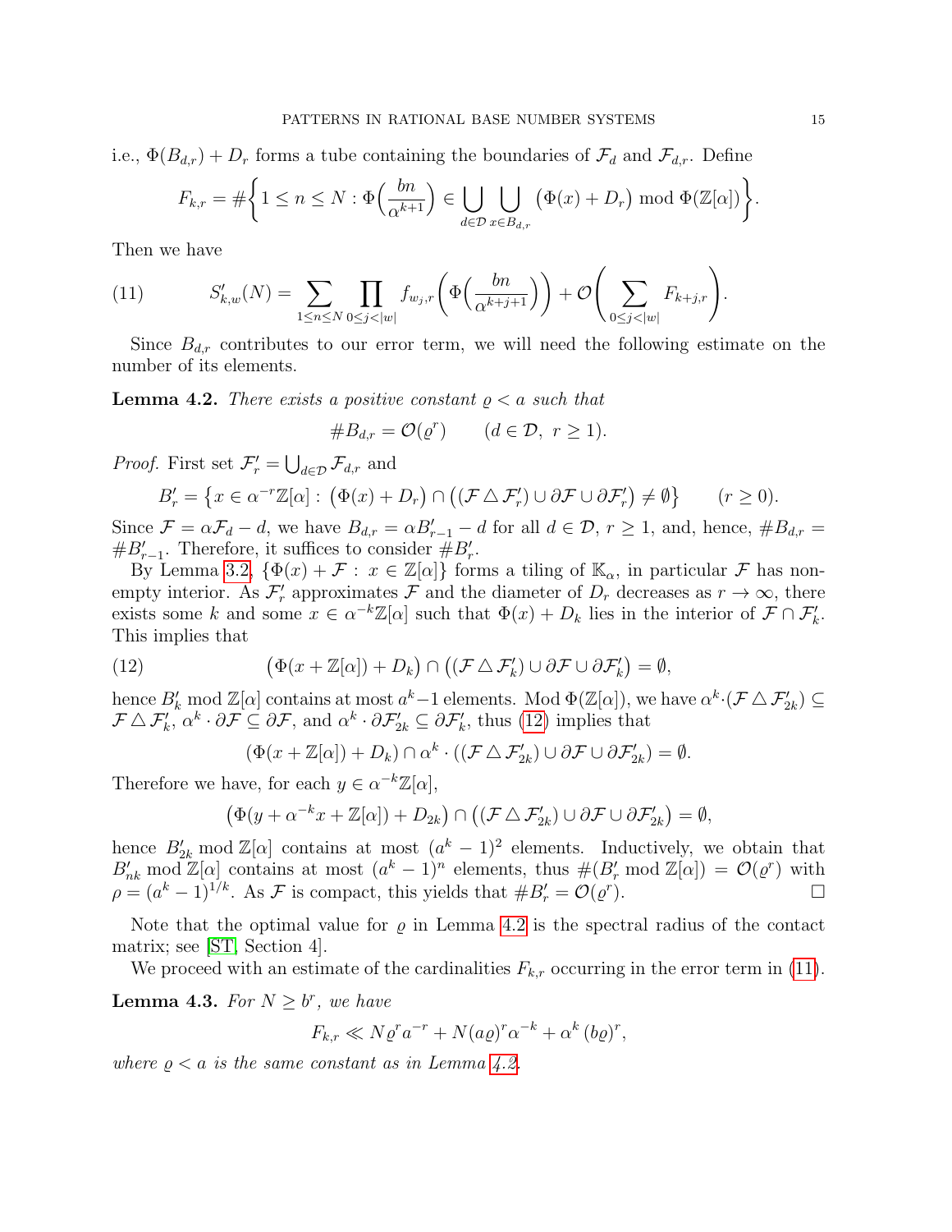i.e., $\Phi(B_{d,r}) + D_r$ forms a tube containing the boundaries of $\mathcal{F}_d$ and $\mathcal{F}_{d,r}$. Define

$$F_{k,r} = \#\bigg\{1 \le n \le N : \Phi\Big(\frac{bn}{\alpha^{k+1}}\Big) \in \bigcup_{d\in\mathcal{D}} \bigcup_{x\in B_{d,r}} \big(\Phi(x) + D_r\big) \bmod \Phi(\mathbb{Z}[\alpha])\bigg\}.$$

Then we have

$$S'_{k,w}(N) = \sum_{1\le n\le N} \prod_{0\le j<|w|} f_{w_j,r}\bigg(\Phi\Big(\frac{bn}{\alpha^{k+j+1}}\Big)\bigg) + \mathcal{O}\bigg(\sum_{0\le j<|w|} F_{k+j,r}\bigg). \tag{11}$$

Since $B_{d,r}$ contributes to our error term, we will need the following estimate on the number of its elements.

**Lemma 4.2.** *There exists a positive constant $\varrho < a$ such that*

$$\#B_{d,r} = \mathcal{O}(\varrho^r) \qquad (d \in \mathcal{D},\ r \ge 1).$$

*Proof.* First set $\mathcal{F}'_r = \bigcup_{d\in\mathcal{D}} \mathcal{F}_{d,r}$ and

$$B'_r = \big\{x \in \alpha^{-r}\mathbb{Z}[\alpha] : \big(\Phi(x) + D_r\big) \cap \big((\mathcal{F} \triangle \mathcal{F}'_r) \cup \partial\mathcal{F} \cup \partial\mathcal{F}'_r\big) \neq \emptyset\big\} \qquad (r \ge 0).$$

Since $\mathcal{F} = \alpha\mathcal{F}_d - d$, we have $B_{d,r} = \alpha B'_{r-1} - d$ for all $d \in \mathcal{D}$, $r \ge 1$, and, hence, $\#B_{d,r} = \#B'_{r-1}$. Therefore, it suffices to consider $\#B'_r$.

By Lemma 3.2, $\{\Phi(x) + \mathcal{F} : x \in \mathbb{Z}[\alpha]\}$ forms a tiling of $\mathbb{K}_\alpha$, in particular $\mathcal{F}$ has nonempty interior. As $\mathcal{F}'_r$ approximates $\mathcal{F}$ and the diameter of $D_r$ decreases as $r \to \infty$, there exists some $k$ and some $x \in \alpha^{-k}\mathbb{Z}[\alpha]$ such that $\Phi(x) + D_k$ lies in the interior of $\mathcal{F} \cap \mathcal{F}'_k$. This implies that

$$\big(\Phi(x + \mathbb{Z}[\alpha]) + D_k\big) \cap \big((\mathcal{F} \triangle \mathcal{F}'_k) \cup \partial\mathcal{F} \cup \partial\mathcal{F}'_k\big) = \emptyset, \tag{12}$$

hence $B'_k \bmod \mathbb{Z}[\alpha]$ contains at most $a^k - 1$ elements. Mod $\Phi(\mathbb{Z}[\alpha])$, we have $\alpha^k \cdot (\mathcal{F} \triangle \mathcal{F}'_{2k}) \subseteq \mathcal{F} \triangle \mathcal{F}'_k$, $\alpha^k \cdot \partial\mathcal{F} \subseteq \partial\mathcal{F}$, and $\alpha^k \cdot \partial\mathcal{F}'_{2k} \subseteq \partial\mathcal{F}'_k$, thus (12) implies that

$$(\Phi(x + \mathbb{Z}[\alpha]) + D_k) \cap \alpha^k \cdot ((\mathcal{F} \triangle \mathcal{F}'_{2k}) \cup \partial\mathcal{F} \cup \partial\mathcal{F}'_{2k}) = \emptyset.$$

Therefore we have, for each $y \in \alpha^{-k}\mathbb{Z}[\alpha]$,

$$\big(\Phi(y + \alpha^{-k}x + \mathbb{Z}[\alpha]) + D_{2k}\big) \cap \big((\mathcal{F} \triangle \mathcal{F}'_{2k}) \cup \partial\mathcal{F} \cup \partial\mathcal{F}'_{2k}\big) = \emptyset,$$

hence $B'_{2k} \bmod \mathbb{Z}[\alpha]$ contains at most $(a^k - 1)^2$ elements. Inductively, we obtain that $B'_{nk} \bmod \mathbb{Z}[\alpha]$ contains at most $(a^k - 1)^n$ elements, thus $\#(B'_r \bmod \mathbb{Z}[\alpha]) = \mathcal{O}(\varrho^r)$ with $\rho = (a^k - 1)^{1/k}$. As $\mathcal{F}$ is compact, this yields that $\#B'_r = \mathcal{O}(\varrho^r)$. $\square$

Note that the optimal value for $\varrho$ in Lemma 4.2 is the spectral radius of the contact matrix; see [ST, Section 4].

We proceed with an estimate of the cardinalities $F_{k,r}$ occurring in the error term in (11).

**Lemma 4.3.** *For $N \ge b^r$, we have*

$$F_{k,r} \ll N\varrho^r a^{-r} + N(a\varrho)^r \alpha^{-k} + \alpha^k\,(b\varrho)^r,$$

*where $\varrho < a$ is the same constant as in Lemma 4.2.*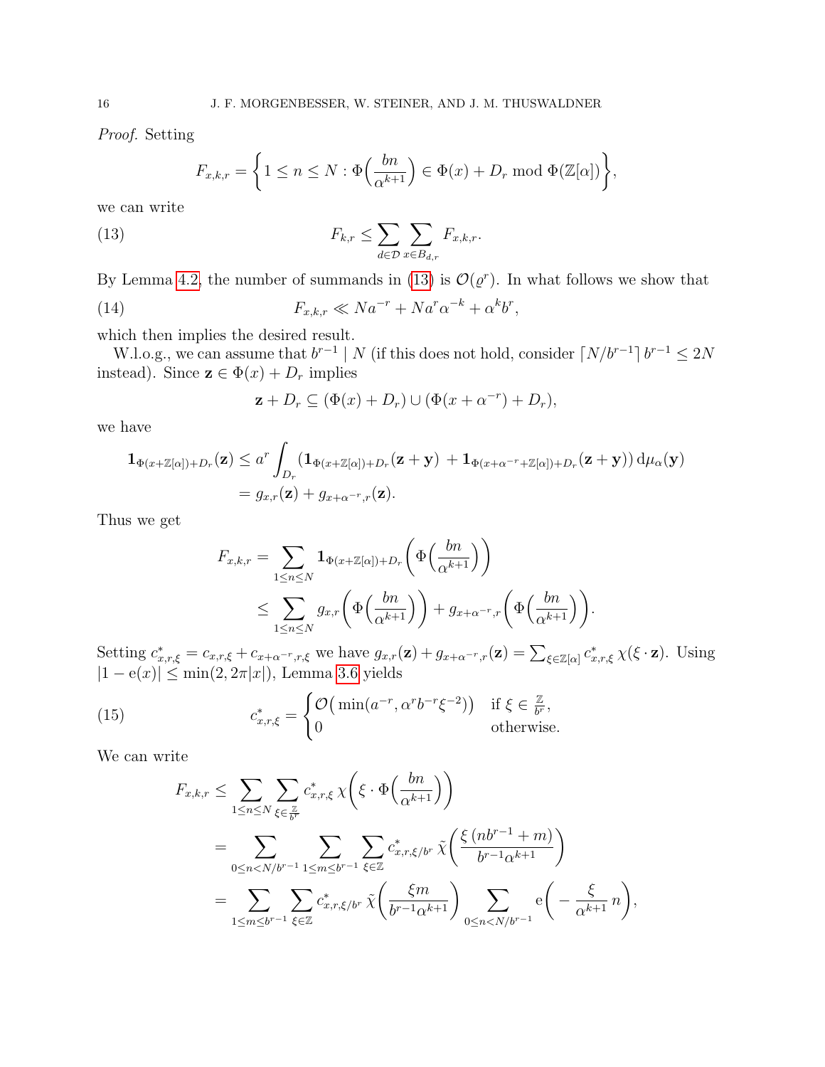*Proof.* Setting

$$F_{x,k,r} = \left\{1 \le n \le N : \Phi\Big(\frac{bn}{\alpha^{k+1}}\Big) \in \Phi(x) + D_r \bmod \Phi(\mathbb{Z}[\alpha])\right\},$$

we can write

$$F_{k,r} \le \sum_{d\in\mathcal{D}} \sum_{x\in B_{d,r}} F_{x,k,r}. \tag{13}$$

By Lemma 4.2, the number of summands in (13) is $\mathcal{O}(\varrho^r)$. In what follows we show that

$$F_{x,k,r} \ll N a^{-r} + N a^r \alpha^{-k} + \alpha^k b^r, \tag{14}$$

which then implies the desired result.

W.l.o.g., we can assume that $b^{r-1} \mid N$ (if this does not hold, consider $\lceil N/b^{r-1}\rceil\, b^{r-1} \le 2N$ instead). Since $\mathbf{z} \in \Phi(x) + D_r$ implies

$$\mathbf{z} + D_r \subseteq (\Phi(x) + D_r) \cup (\Phi(x+\alpha^{-r}) + D_r),$$

we have

$$\begin{aligned}
\mathbf{1}_{\Phi(x+\mathbb{Z}[\alpha])+D_r}(\mathbf{z}) &\le a^r \int_{D_r} \left(\mathbf{1}_{\Phi(x+\mathbb{Z}[\alpha])+D_r}(\mathbf{z}+\mathbf{y}) \ + \mathbf{1}_{\Phi(x+\alpha^{-r}+\mathbb{Z}[\alpha])+D_r}(\mathbf{z}+\mathbf{y})\right) \mathrm{d}\mu_\alpha(\mathbf{y})\\
&= g_{x,r}(\mathbf{z}) + g_{x+\alpha^{-r},r}(\mathbf{z}).
\end{aligned}$$

Thus we get

$$\begin{aligned}
F_{x,k,r} &= \sum_{1\le n\le N} \mathbf{1}_{\Phi(x+\mathbb{Z}[\alpha])+D_r}\left(\Phi\Big(\frac{bn}{\alpha^{k+1}}\Big)\right)\\
&\le \sum_{1\le n\le N} g_{x,r}\left(\Phi\Big(\frac{bn}{\alpha^{k+1}}\Big)\right) + g_{x+\alpha^{-r},r}\left(\Phi\Big(\frac{bn}{\alpha^{k+1}}\Big)\right).
\end{aligned}$$

Setting $c^*_{x,r,\xi} = c_{x,r,\xi} + c_{x+\alpha^{-r},r,\xi}$ we have $g_{x,r}(\mathbf{z}) + g_{x+\alpha^{-r},r}(\mathbf{z}) = \sum_{\xi\in\mathbb{Z}[\alpha]} c^*_{x,r,\xi}\, \chi(\xi\cdot\mathbf{z})$. Using $|1-\mathrm{e}(x)| \le \min(2, 2\pi|x|)$, Lemma 3.6 yields

$$c^*_{x,r,\xi} = \begin{cases} \mathcal{O}\big(\min(a^{-r}, \alpha^r b^{-r} \xi^{-2})\big) & \text{if } \xi \in \frac{\mathbb{Z}}{b^r},\\ 0 & \text{otherwise.}\end{cases} \tag{15}$$

We can write

$$\begin{aligned}
F_{x,k,r} &\le \sum_{1\le n\le N} \sum_{\xi\in\frac{\mathbb{Z}}{b^r}} c^*_{x,r,\xi}\, \chi\left(\xi\cdot\Phi\Big(\frac{bn}{\alpha^{k+1}}\Big)\right)\\
&= \sum_{0\le n< N/b^{r-1}} \sum_{1\le m\le b^{r-1}} \sum_{\xi\in\mathbb{Z}} c^*_{x,r,\xi/b^r}\, \tilde{\chi}\left(\frac{\xi\,(n b^{r-1}+m)}{b^{r-1}\alpha^{k+1}}\right)\\
&= \sum_{1\le m\le b^{r-1}} \sum_{\xi\in\mathbb{Z}} c^*_{x,r,\xi/b^r}\, \tilde{\chi}\left(\frac{\xi m}{b^{r-1}\alpha^{k+1}}\right) \sum_{0\le n<N/b^{r-1}} \mathrm{e}\left(-\frac{\xi}{\alpha^{k+1}}\, n\right),
\end{aligned}$$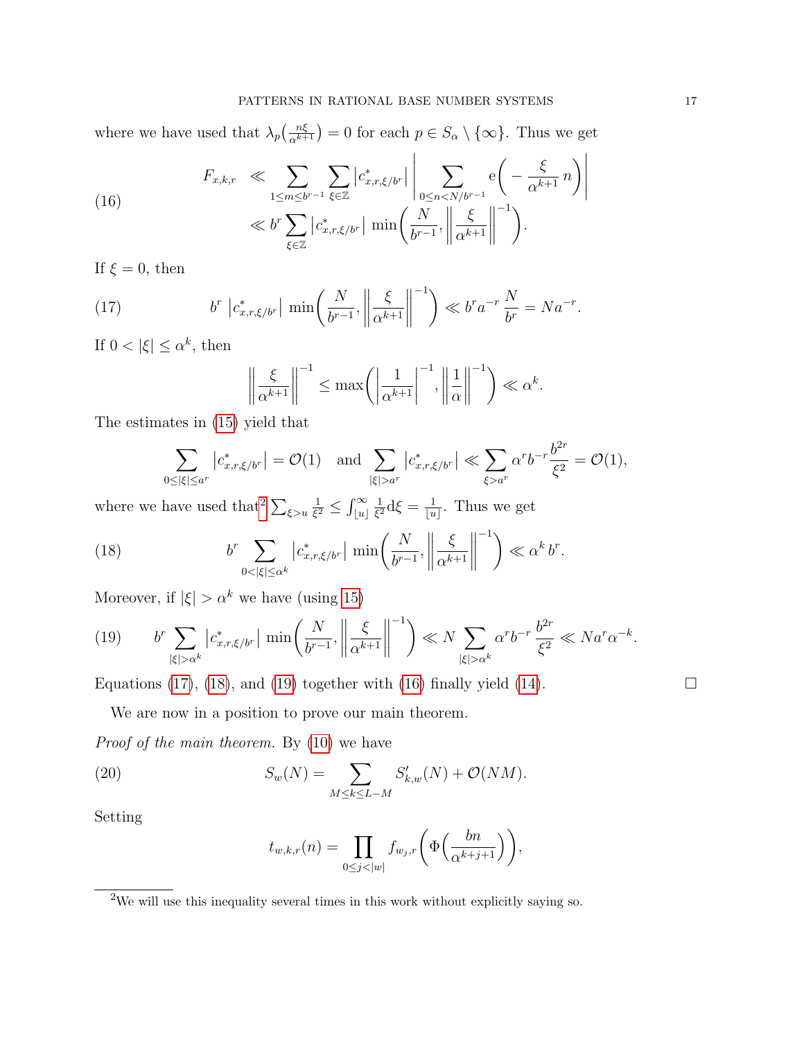where we have used that $\lambda_p\big(\frac{n\xi}{\alpha^{k+1}}\big) = 0$ for each $p \in S_\alpha \setminus \{\infty\}$. Thus we get

$$
\begin{aligned}
F_{x,k,r} &\ll \sum_{1 \le m \le b^{r-1}} \sum_{\xi \in \mathbb{Z}} \left| c^*_{x,r,\xi/b^r} \right| \left| \sum_{0 \le n < N/b^{r-1}} \mathrm{e}\Big( -\frac{\xi}{\alpha^{k+1}}\, n \Big) \right| \\
&\ll b^r \sum_{\xi \in \mathbb{Z}} \left| c^*_{x,r,\xi/b^r} \right| \min\!\left( \frac{N}{b^{r-1}}, \left\| \frac{\xi}{\alpha^{k+1}} \right\|^{-1} \right).
\end{aligned}
\tag{16}
$$

If $\xi = 0$, then

$$
b^r \left| c^*_{x,r,\xi/b^r} \right| \min\!\left( \frac{N}{b^{r-1}}, \left\| \frac{\xi}{\alpha^{k+1}} \right\|^{-1} \right) \ll b^r a^{-r} \frac{N}{b^r} = N a^{-r}.
\tag{17}
$$

If $0 < |\xi| \le \alpha^k$, then

$$
\left\| \frac{\xi}{\alpha^{k+1}} \right\|^{-1} \le \max\!\left( \left| \frac{1}{\alpha^{k+1}} \right|^{-1}, \left\| \frac{1}{\alpha} \right\|^{-1} \right) \ll \alpha^k.
$$

The estimates in (15) yield that

$$
\sum_{0 \le |\xi| \le a^r} \left| c^*_{x,r,\xi/b^r} \right| = \mathcal{O}(1) \quad \text{and} \quad \sum_{|\xi| > a^r} \left| c^*_{x,r,\xi/b^r} \right| \ll \sum_{\xi > a^r} \alpha^r b^{-r} \frac{b^{2r}}{\xi^2} = \mathcal{O}(1),
$$

where we have used that[2] $\sum_{\xi > u} \frac{1}{\xi^2} \le \int_{\lfloor u \rfloor}^{\infty} \frac{1}{\xi^2} \mathrm{d}\xi = \frac{1}{\lfloor u \rfloor}$. Thus we get

$$
b^r \sum_{0 < |\xi| \le \alpha^k} \left| c^*_{x,r,\xi/b^r} \right| \min\!\left( \frac{N}{b^{r-1}}, \left\| \frac{\xi}{\alpha^{k+1}} \right\|^{-1} \right) \ll \alpha^k\, b^r.
\tag{18}
$$

Moreover, if $|\xi| > \alpha^k$ we have (using 15)

$$
b^r \sum_{|\xi| > \alpha^k} \left| c^*_{x,r,\xi/b^r} \right| \min\!\left( \frac{N}{b^{r-1}}, \left\| \frac{\xi}{\alpha^{k+1}} \right\|^{-1} \right) \ll N \sum_{|\xi| > \alpha^k} \alpha^r b^{-r} \frac{b^{2r}}{\xi^2} \ll N a^r \alpha^{-k}.
\tag{19}
$$

Equations (17), (18), and (19) together with (16) finally yield (14). ☐

We are now in a position to prove our main theorem.

*Proof of the main theorem.* By (10) we have

$$
S_w(N) = \sum_{M \le k \le L-M} S'_{k,w}(N) + \mathcal{O}(NM).
\tag{20}
$$

Setting

$$
t_{w,k,r}(n) = \prod_{0 \le j < |w|} f_{w_j,r}\Big( \Phi\Big( \frac{bn}{\alpha^{k+j+1}} \Big) \Big),
$$

[2] We will use this inequality several times in this work without explicitly saying so.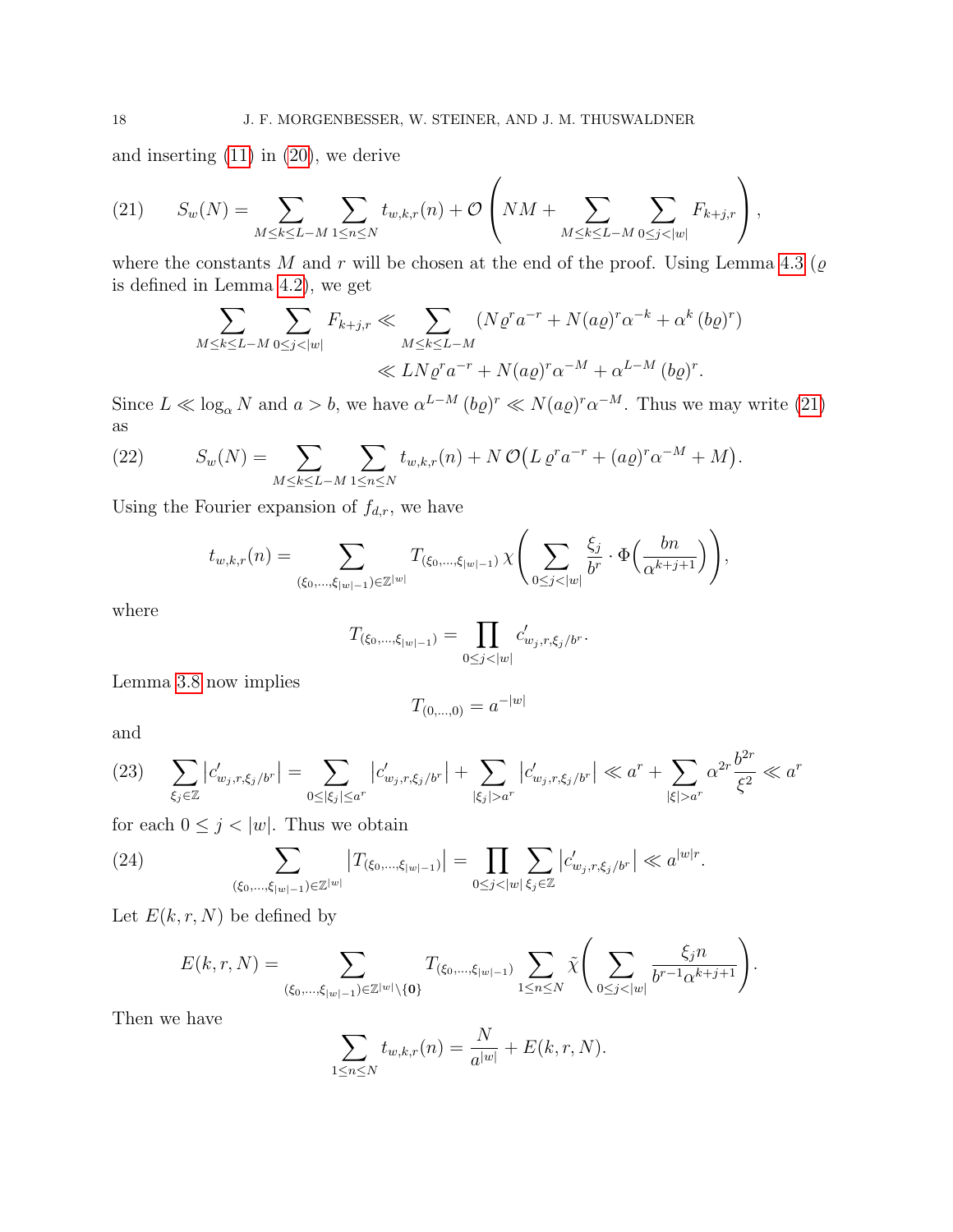and inserting (11) in (20), we derive

$$S_w(N) = \sum_{M \le k \le L-M} \sum_{1 \le n \le N} t_{w,k,r}(n) + \mathcal{O}\left( NM + \sum_{M \le k \le L-M} \sum_{0 \le j < |w|} F_{k+j,r} \right), \tag{21}$$

where the constants $M$ and $r$ will be chosen at the end of the proof. Using Lemma 4.3 ($\varrho$ is defined in Lemma 4.2), we get

$$\begin{aligned}
\sum_{M \le k \le L-M} \sum_{0 \le j < |w|} F_{k+j,r} &\ll \sum_{M \le k \le L-M} \left( N \varrho^r a^{-r} + N (a\varrho)^r \alpha^{-k} + \alpha^k \, (b\varrho)^r \right) \\
&\ll LN \varrho^r a^{-r} + N (a\varrho)^r \alpha^{-M} + \alpha^{L-M} \, (b\varrho)^r.
\end{aligned}$$

Since $L \ll \log_\alpha N$ and $a > b$, we have $\alpha^{L-M} \, (b\varrho)^r \ll N (a\varrho)^r \alpha^{-M}$. Thus we may write (21) as

$$S_w(N) = \sum_{M \le k \le L-M} \sum_{1 \le n \le N} t_{w,k,r}(n) + N \, \mathcal{O}\big( L \, \varrho^r a^{-r} + (a\varrho)^r \alpha^{-M} + M \big). \tag{22}$$

Using the Fourier expansion of $f_{d,r}$, we have

$$t_{w,k,r}(n) = \sum_{(\xi_0, \ldots, \xi_{|w|-1}) \in \mathbb{Z}^{|w|}} T_{(\xi_0, \ldots, \xi_{|w|-1})} \, \chi\left( \sum_{0 \le j < |w|} \frac{\xi_j}{b^r} \cdot \Phi\Big( \frac{bn}{\alpha^{k+j+1}} \Big) \right),$$

where

$$T_{(\xi_0, \ldots, \xi_{|w|-1})} = \prod_{0 \le j < |w|} c'_{w_j, r, \xi_j / b^r}.$$

Lemma 3.8 now implies

$$T_{(0, \ldots, 0)} = a^{-|w|}$$

and

$$\sum_{\xi_j \in \mathbb{Z}} \left| c'_{w_j, r, \xi_j/b^r} \right| = \sum_{0 \le |\xi_j| \le a^r} \left| c'_{w_j, r, \xi_j/b^r} \right| + \sum_{|\xi_j| > a^r} \left| c'_{w_j, r, \xi_j/b^r} \right| \ll a^r + \sum_{|\xi| > a^r} \alpha^{2r} \frac{b^{2r}}{\xi^2} \ll a^r \tag{23}$$

for each $0 \le j < |w|$. Thus we obtain

$$\sum_{(\xi_0, \ldots, \xi_{|w|-1}) \in \mathbb{Z}^{|w|}} \left| T_{(\xi_0, \ldots, \xi_{|w|-1})} \right| = \prod_{0 \le j < |w|} \sum_{\xi_j \in \mathbb{Z}} \left| c'_{w_j, r, \xi_j/b^r} \right| \ll a^{|w|r}. \tag{24}$$

Let $E(k, r, N)$ be defined by

$$E(k, r, N) = \sum_{(\xi_0, \ldots, \xi_{|w|-1}) \in \mathbb{Z}^{|w|} \setminus \{\mathbf{0}\}} T_{(\xi_0, \ldots, \xi_{|w|-1})} \sum_{1 \le n \le N} \tilde{\chi}\left( \sum_{0 \le j < |w|} \frac{\xi_j n}{b^{r-1} \alpha^{k+j+1}} \right).$$

Then we have

$$\sum_{1 \le n \le N} t_{w,k,r}(n) = \frac{N}{a^{|w|}} + E(k, r, N).$$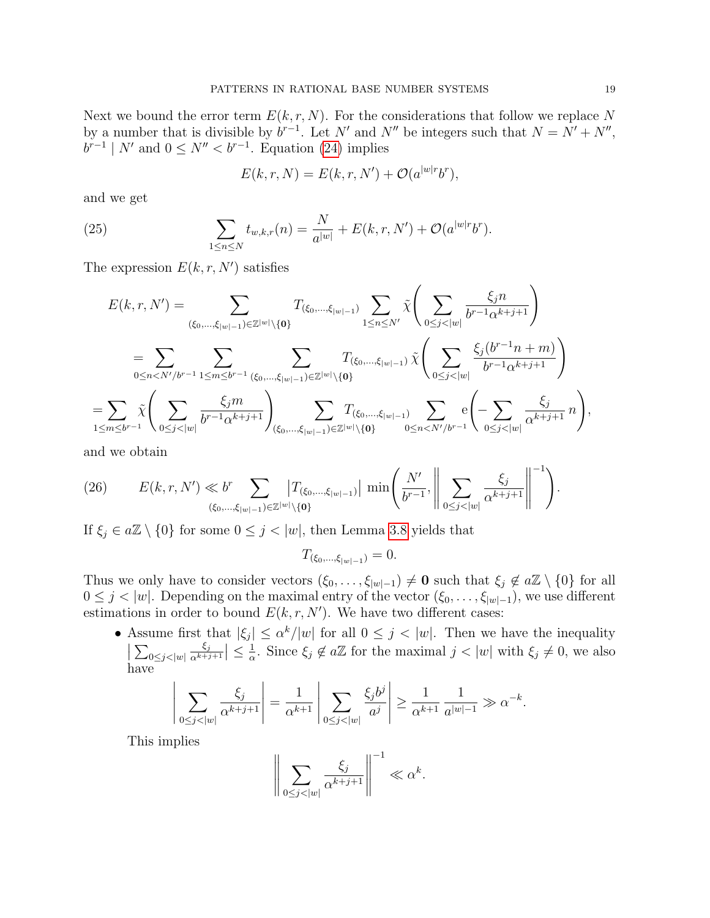Next we bound the error term $E(k,r,N)$. For the considerations that follow we replace $N$ by a number that is divisible by $b^{r-1}$. Let $N'$ and $N''$ be integers such that $N = N' + N''$, $b^{r-1} \mid N'$ and $0 \le N'' < b^{r-1}$. Equation (24) implies

$$E(k,r,N) = E(k,r,N') + \mathcal{O}(a^{|w|r} b^r),$$

and we get

$$\sum_{1 \le n \le N} t_{w,k,r}(n) = \frac{N}{a^{|w|}} + E(k,r,N') + \mathcal{O}(a^{|w|r} b^r). \tag{25}$$

The expression $E(k,r,N')$ satisfies

$$\begin{aligned}
E(k,r,N') &= \sum_{(\xi_0,\dots,\xi_{|w|-1}) \in \mathbb{Z}^{|w|} \setminus \{\mathbf{0}\}} T_{(\xi_0,\dots,\xi_{|w|-1})} \sum_{1 \le n \le N'} \tilde{\chi}\left( \sum_{0 \le j < |w|} \frac{\xi_j n}{b^{r-1} \alpha^{k+j+1}} \right) \\
&= \sum_{0 \le n < N'/b^{r-1}} \sum_{1 \le m \le b^{r-1}} \sum_{(\xi_0,\dots,\xi_{|w|-1}) \in \mathbb{Z}^{|w|} \setminus \{\mathbf{0}\}} T_{(\xi_0,\dots,\xi_{|w|-1})} \, \tilde{\chi}\left( \sum_{0 \le j < |w|} \frac{\xi_j (b^{r-1} n + m)}{b^{r-1} \alpha^{k+j+1}} \right) \\
&= \sum_{1 \le m \le b^{r-1}} \tilde{\chi}\left( \sum_{0 \le j < |w|} \frac{\xi_j m}{b^{r-1} \alpha^{k+j+1}} \right) \sum_{(\xi_0,\dots,\xi_{|w|-1}) \in \mathbb{Z}^{|w|} \setminus \{\mathbf{0}\}} T_{(\xi_0,\dots,\xi_{|w|-1})} \sum_{0 \le n < N'/b^{r-1}} \mathrm{e}\left( -\sum_{0 \le j < |w|} \frac{\xi_j}{\alpha^{k+j+1}} \, n \right),
\end{aligned}$$

and we obtain

$$E(k,r,N') \ll b^r \sum_{(\xi_0,\dots,\xi_{|w|-1}) \in \mathbb{Z}^{|w|} \setminus \{\mathbf{0}\}} \left| T_{(\xi_0,\dots,\xi_{|w|-1})} \right| \min\left( \frac{N'}{b^{r-1}}, \left\| \sum_{0 \le j < |w|} \frac{\xi_j}{\alpha^{k+j+1}} \right\|^{-1} \right). \tag{26}$$

If $\xi_j \in a\mathbb{Z} \setminus \{0\}$ for some $0 \le j < |w|$, then Lemma 3.8 yields that

$$T_{(\xi_0,\dots,\xi_{|w|-1})} = 0.$$

Thus we only have to consider vectors $(\xi_0,\dots,\xi_{|w|-1}) \neq \mathbf{0}$ such that $\xi_j \notin a\mathbb{Z} \setminus \{0\}$ for all $0 \le j < |w|$. Depending on the maximal entry of the vector $(\xi_0,\dots,\xi_{|w|-1})$, we use different estimations in order to bound $E(k,r,N')$. We have two different cases:

- Assume first that $|\xi_j| \le \alpha^k/|w|$ for all $0 \le j < |w|$. Then we have the inequality $\left| \sum_{0 \le j < |w|} \frac{\xi_j}{\alpha^{k+j+1}} \right| \le \frac{1}{\alpha}$. Since $\xi_j \notin a\mathbb{Z}$ for the maximal $j < |w|$ with $\xi_j \neq 0$, we also have

  $$\left| \sum_{0 \le j < |w|} \frac{\xi_j}{\alpha^{k+j+1}} \right| = \frac{1}{\alpha^{k+1}} \left| \sum_{0 \le j < |w|} \frac{\xi_j b^j}{a^j} \right| \ge \frac{1}{\alpha^{k+1}} \frac{1}{a^{|w|-1}} \gg \alpha^{-k}.$$

  This implies

  $$\left\| \sum_{0 \le j < |w|} \frac{\xi_j}{\alpha^{k+j+1}} \right\|^{-1} \ll \alpha^k.$$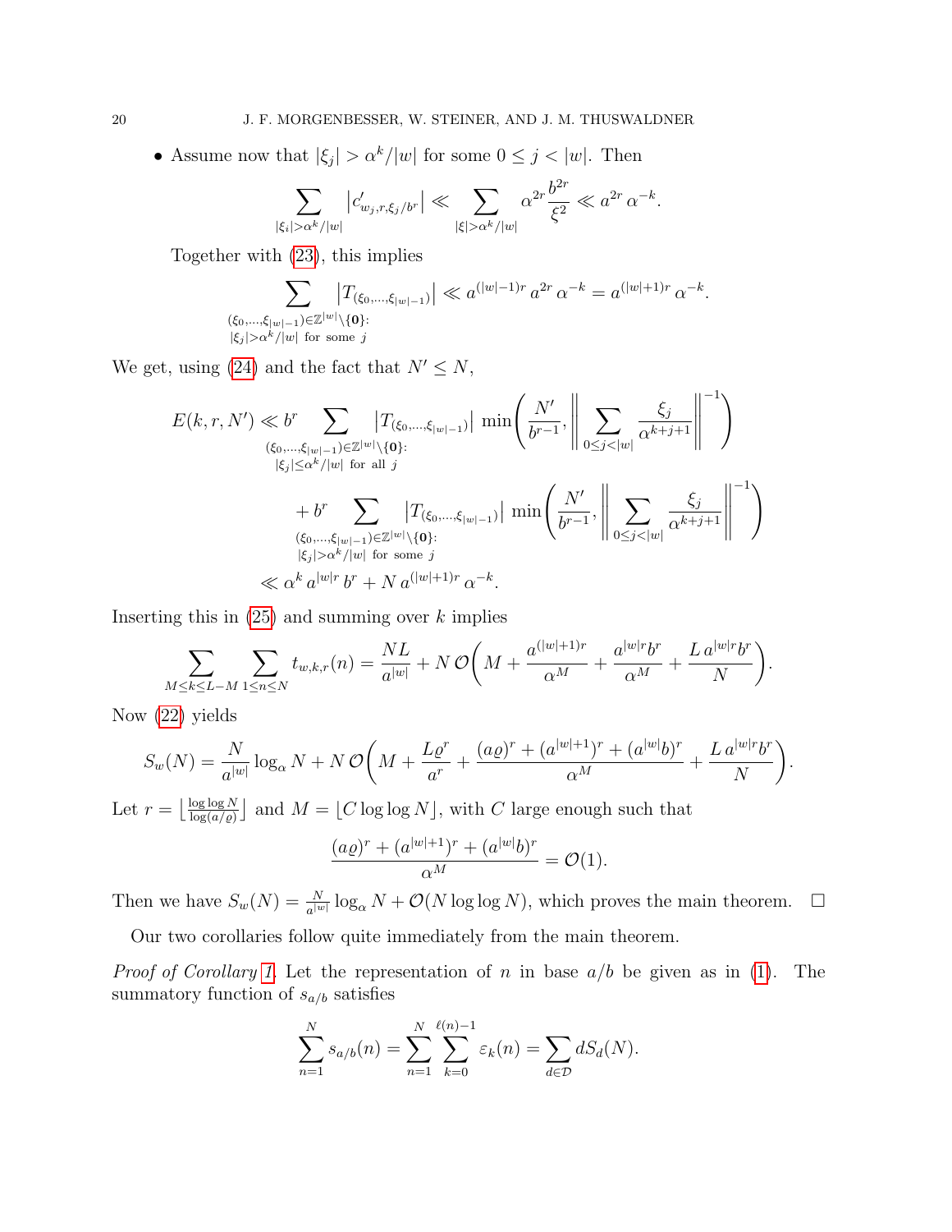- Assume now that $|\xi_j| > \alpha^k/|w|$ for some $0 \le j < |w|$. Then
$$\sum_{|\xi_i| > \alpha^k/|w|} \left| c'_{w_j, r, \xi_j/b^r} \right| \ll \sum_{|\xi| > \alpha^k/|w|} \alpha^{2r} \frac{b^{2r}}{\xi^2} \ll a^{2r} \alpha^{-k}.$$
Together with (23), this implies
$$\sum_{\substack{(\xi_0,\ldots,\xi_{|w|-1}) \in \mathbb{Z}^{|w|} \setminus \{\mathbf{0}\}: \\ |\xi_j| > \alpha^k/|w| \text{ for some } j}} \left| T_{(\xi_0,\ldots,\xi_{|w|-1})} \right| \ll a^{(|w|-1)r} a^{2r} \alpha^{-k} = a^{(|w|+1)r} \alpha^{-k}.$$

We get, using (24) and the fact that $N' \le N$,

$$\begin{aligned}
E(k,r,N') &\ll b^r \sum_{\substack{(\xi_0,\ldots,\xi_{|w|-1}) \in \mathbb{Z}^{|w|} \setminus \{\mathbf{0}\}: \\ |\xi_j| \le \alpha^k/|w| \text{ for all } j}} \left| T_{(\xi_0,\ldots,\xi_{|w|-1})} \right| \min\left( \frac{N'}{b^{r-1}}, \left\| \sum_{0 \le j < |w|} \frac{\xi_j}{\alpha^{k+j+1}} \right\|^{-1} \right) \\
&\qquad + b^r \sum_{\substack{(\xi_0,\ldots,\xi_{|w|-1}) \in \mathbb{Z}^{|w|} \setminus \{\mathbf{0}\}: \\ |\xi_j| > \alpha^k/|w| \text{ for some } j}} \left| T_{(\xi_0,\ldots,\xi_{|w|-1})} \right| \min\left( \frac{N'}{b^{r-1}}, \left\| \sum_{0 \le j < |w|} \frac{\xi_j}{\alpha^{k+j+1}} \right\|^{-1} \right) \\
&\ll \alpha^k a^{|w|r} b^r + N a^{(|w|+1)r} \alpha^{-k}.
\end{aligned}$$

Inserting this in (25) and summing over $k$ implies
$$\sum_{M \le k \le L-M} \sum_{1 \le n \le N} t_{w,k,r}(n) = \frac{NL}{a^{|w|}} + N\,\mathcal{O}\left( M + \frac{a^{(|w|+1)r}}{\alpha^M} + \frac{a^{|w|r} b^r}{\alpha^M} + \frac{L\, a^{|w|r} b^r}{N} \right).$$

Now (22) yields
$$S_w(N) = \frac{N}{a^{|w|}} \log_\alpha N + N\,\mathcal{O}\left( M + \frac{L \varrho^r}{a^r} + \frac{(a\varrho)^r + (a^{|w|+1})^r + (a^{|w|} b)^r}{\alpha^M} + \frac{L\, a^{|w|r} b^r}{N} \right).$$

Let $r = \left\lfloor \frac{\log\log N}{\log(a/\varrho)} \right\rfloor$ and $M = \lfloor C \log\log N \rfloor$, with $C$ large enough such that
$$\frac{(a\varrho)^r + (a^{|w|+1})^r + (a^{|w|} b)^r}{\alpha^M} = \mathcal{O}(1).$$

Then we have $S_w(N) = \frac{N}{a^{|w|}} \log_\alpha N + \mathcal{O}(N \log\log N)$, which proves the main theorem. $\square$

Our two corollaries follow quite immediately from the main theorem.

*Proof of Corollary 1.* Let the representation of $n$ in base $a/b$ be given as in (1). The summatory function of $s_{a/b}$ satisfies
$$\sum_{n=1}^{N} s_{a/b}(n) = \sum_{n=1}^{N} \sum_{k=0}^{\ell(n)-1} \varepsilon_k(n) = \sum_{d \in \mathcal{D}} d S_d(N).$$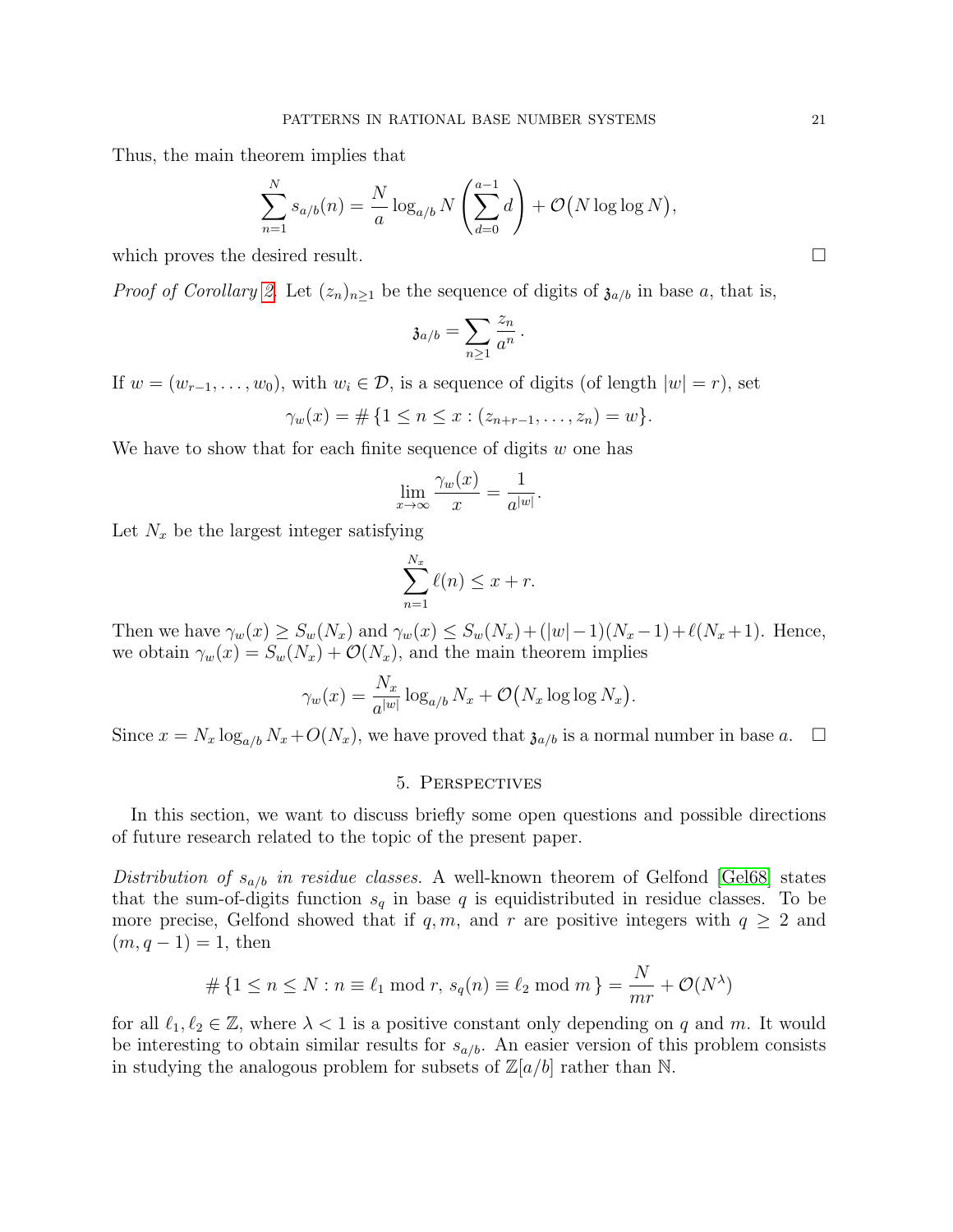Thus, the main theorem implies that

$$\sum_{n=1}^{N} s_{a/b}(n) = \frac{N}{a}\log_{a/b} N \left(\sum_{d=0}^{a-1} d\right) + \mathcal{O}\big(N \log\log N\big),$$

which proves the desired result. $\square$

*Proof of Corollary 2.* Let $(z_n)_{n\geq 1}$ be the sequence of digits of $\mathfrak{z}_{a/b}$ in base $a$, that is,

$$\mathfrak{z}_{a/b} = \sum_{n\geq 1} \frac{z_n}{a^n}\,.$$

If $w = (w_{r-1}, \ldots, w_0)$, with $w_i \in \mathcal{D}$, is a sequence of digits (of length $|w| = r$), set

$$\gamma_w(x) = \#\,\{1 \leq n \leq x : (z_{n+r-1}, \ldots, z_n) = w\}.$$

We have to show that for each finite sequence of digits $w$ one has

$$\lim_{x\to\infty} \frac{\gamma_w(x)}{x} = \frac{1}{a^{|w|}}.$$

Let $N_x$ be the largest integer satisfying

$$\sum_{n=1}^{N_x} \ell(n) \leq x + r.$$

Then we have $\gamma_w(x) \geq S_w(N_x)$ and $\gamma_w(x) \leq S_w(N_x) + (|w|-1)(N_x - 1) + \ell(N_x+1)$. Hence, we obtain $\gamma_w(x) = S_w(N_x) + \mathcal{O}(N_x)$, and the main theorem implies

$$\gamma_w(x) = \frac{N_x}{a^{|w|}} \log_{a/b} N_x + \mathcal{O}\big(N_x \log\log N_x\big).$$

Since $x = N_x \log_{a/b} N_x + O(N_x)$, we have proved that $\mathfrak{z}_{a/b}$ is a normal number in base $a$. $\square$

## 5. Perspectives

In this section, we want to discuss briefly some open questions and possible directions of future research related to the topic of the present paper.

*Distribution of $s_{a/b}$ in residue classes.* A well-known theorem of Gelfond [Gel68] states that the sum-of-digits function $s_q$ in base $q$ is equidistributed in residue classes. To be more precise, Gelfond showed that if $q, m$, and $r$ are positive integers with $q \geq 2$ and $(m, q-1) = 1$, then

$$\#\,\{1 \leq n \leq N : n \equiv \ell_1 \bmod r,\ s_q(n) \equiv \ell_2 \bmod m\,\} = \frac{N}{mr} + \mathcal{O}(N^{\lambda})$$

for all $\ell_1, \ell_2 \in \mathbb{Z}$, where $\lambda < 1$ is a positive constant only depending on $q$ and $m$. It would be interesting to obtain similar results for $s_{a/b}$. An easier version of this problem consists in studying the analogous problem for subsets of $\mathbb{Z}[a/b]$ rather than $\mathbb{N}$.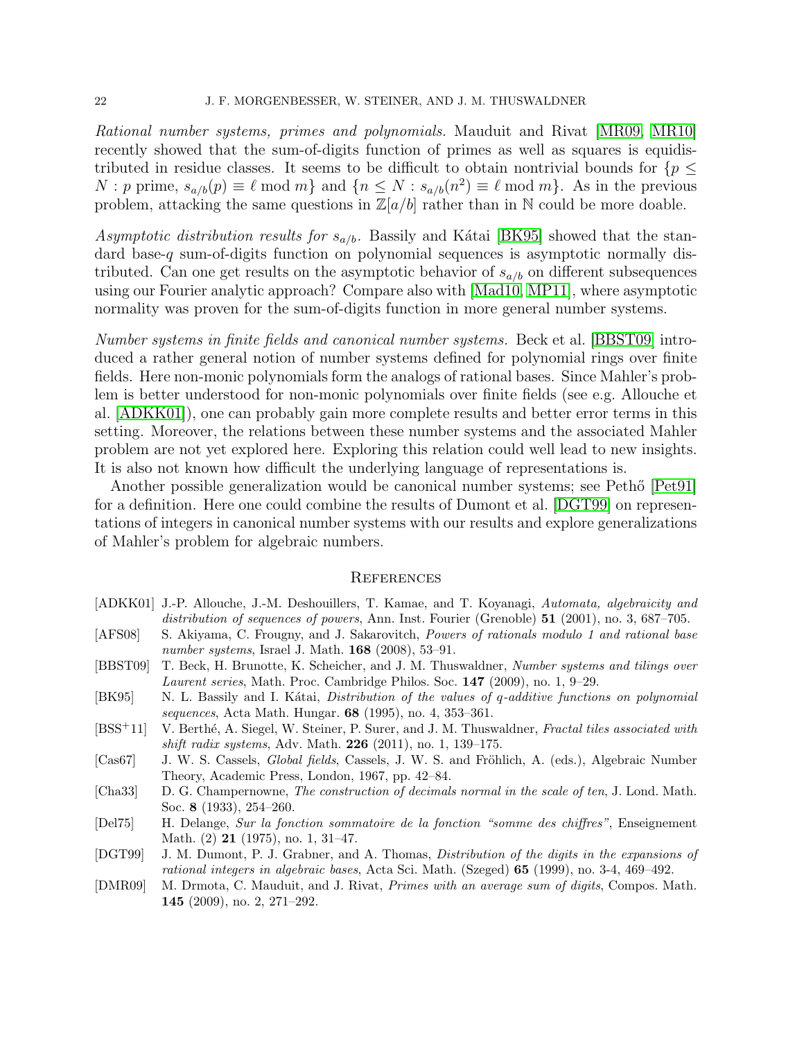*Rational number systems, primes and polynomials.* Mauduit and Rivat [MR09, MR10] recently showed that the sum-of-digits function of primes as well as squares is equidistributed in residue classes. It seems to be difficult to obtain nontrivial bounds for $\{p \le N : p \text{ prime}, s_{a/b}(p) \equiv \ell \bmod m\}$ and $\{n \le N : s_{a/b}(n^2) \equiv \ell \bmod m\}$. As in the previous problem, attacking the same questions in $\mathbb{Z}[a/b]$ rather than in $\mathbb{N}$ could be more doable.

*Asymptotic distribution results for $s_{a/b}$.* Bassily and Kátai [BK95] showed that the standard base-$q$ sum-of-digits function on polynomial sequences is asymptotic normally distributed. Can one get results on the asymptotic behavior of $s_{a/b}$ on different subsequences using our Fourier analytic approach? Compare also with [Mad10, MP11], where asymptotic normality was proven for the sum-of-digits function in more general number systems.

*Number systems in finite fields and canonical number systems.* Beck et al. [BBST09] introduced a rather general notion of number systems defined for polynomial rings over finite fields. Here non-monic polynomials form the analogs of rational bases. Since Mahler's problem is better understood for non-monic polynomials over finite fields (see e.g. Allouche et al. [ADKK01]), one can probably gain more complete results and better error terms in this setting. Moreover, the relations between these number systems and the associated Mahler problem are not yet explored here. Exploring this relation could well lead to new insights. It is also not known how difficult the underlying language of representations is.

Another possible generalization would be canonical number systems; see Pethő [Pet91] for a definition. Here one could combine the results of Dumont et al. [DGT99] on representations of integers in canonical number systems with our results and explore generalizations of Mahler's problem for algebraic numbers.

## References

- [ADKK01] J.-P. Allouche, J.-M. Deshouillers, T. Kamae, and T. Koyanagi, *Automata, algebraicity and distribution of sequences of powers*, Ann. Inst. Fourier (Grenoble) **51** (2001), no. 3, 687–705.
- [AFS08] S. Akiyama, C. Frougny, and J. Sakarovitch, *Powers of rationals modulo 1 and rational base number systems*, Israel J. Math. **168** (2008), 53–91.
- [BBST09] T. Beck, H. Brunotte, K. Scheicher, and J. M. Thuswaldner, *Number systems and tilings over Laurent series*, Math. Proc. Cambridge Philos. Soc. **147** (2009), no. 1, 9–29.
- [BK95] N. L. Bassily and I. Kátai, *Distribution of the values of q-additive functions on polynomial sequences*, Acta Math. Hungar. **68** (1995), no. 4, 353–361.
- [BSS+11] V. Berthé, A. Siegel, W. Steiner, P. Surer, and J. M. Thuswaldner, *Fractal tiles associated with shift radix systems*, Adv. Math. **226** (2011), no. 1, 139–175.
- [Cas67] J. W. S. Cassels, *Global fields*, Cassels, J. W. S. and Fröhlich, A. (eds.), Algebraic Number Theory, Academic Press, London, 1967, pp. 42–84.
- [Cha33] D. G. Champernowne, *The construction of decimals normal in the scale of ten*, J. Lond. Math. Soc. **8** (1933), 254–260.
- [Del75] H. Delange, *Sur la fonction sommatoire de la fonction "somme des chiffres"*, Enseignement Math. (2) **21** (1975), no. 1, 31–47.
- [DGT99] J. M. Dumont, P. J. Grabner, and A. Thomas, *Distribution of the digits in the expansions of rational integers in algebraic bases*, Acta Sci. Math. (Szeged) **65** (1999), no. 3-4, 469–492.
- [DMR09] M. Drmota, C. Mauduit, and J. Rivat, *Primes with an average sum of digits*, Compos. Math. **145** (2009), no. 2, 271–292.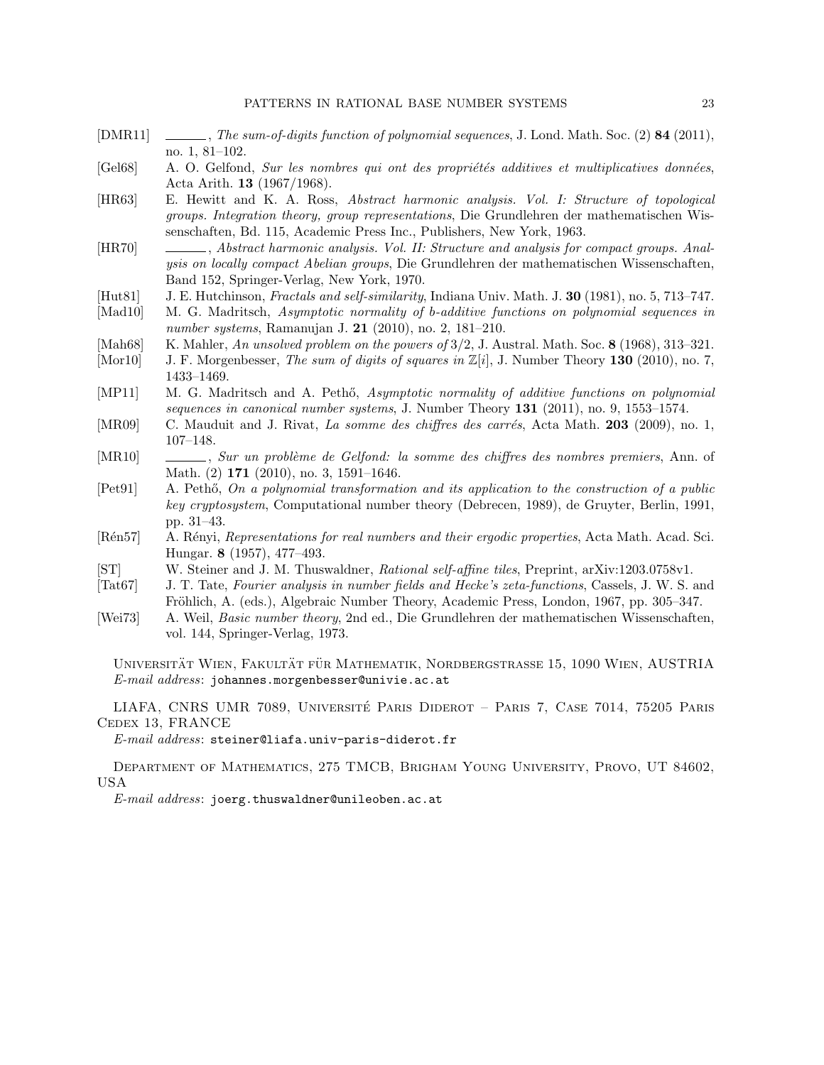[DMR11] ———, *The sum-of-digits function of polynomial sequences*, J. Lond. Math. Soc. (2) **84** (2011), no. 1, 81–102.

[Gel68] A. O. Gelfond, *Sur les nombres qui ont des propriétés additives et multiplicatives données*, Acta Arith. **13** (1967/1968).

[HR63] E. Hewitt and K. A. Ross, *Abstract harmonic analysis. Vol. I: Structure of topological groups. Integration theory, group representations*, Die Grundlehren der mathematischen Wissenschaften, Bd. 115, Academic Press Inc., Publishers, New York, 1963.

[HR70] ———, *Abstract harmonic analysis. Vol. II: Structure and analysis for compact groups. Analysis on locally compact Abelian groups*, Die Grundlehren der mathematischen Wissenschaften, Band 152, Springer-Verlag, New York, 1970.

[Hut81] J. E. Hutchinson, *Fractals and self-similarity*, Indiana Univ. Math. J. **30** (1981), no. 5, 713–747.

[Mad10] M. G. Madritsch, *Asymptotic normality of b-additive functions on polynomial sequences in number systems*, Ramanujan J. **21** (2010), no. 2, 181–210.

[Mah68] K. Mahler, *An unsolved problem on the powers of* $3/2$, J. Austral. Math. Soc. **8** (1968), 313–321.

[Mor10] J. F. Morgenbesser, *The sum of digits of squares in* $\mathbb{Z}[i]$, J. Number Theory **130** (2010), no. 7, 1433–1469.

[MP11] M. G. Madritsch and A. Pethő, *Asymptotic normality of additive functions on polynomial sequences in canonical number systems*, J. Number Theory **131** (2011), no. 9, 1553–1574.

[MR09] C. Mauduit and J. Rivat, *La somme des chiffres des carrés*, Acta Math. **203** (2009), no. 1, 107–148.

[MR10] ———, *Sur un problème de Gelfond: la somme des chiffres des nombres premiers*, Ann. of Math. (2) **171** (2010), no. 3, 1591–1646.

[Pet91] A. Pethő, *On a polynomial transformation and its application to the construction of a public key cryptosystem*, Computational number theory (Debrecen, 1989), de Gruyter, Berlin, 1991, pp. 31–43.

[Rén57] A. Rényi, *Representations for real numbers and their ergodic properties*, Acta Math. Acad. Sci. Hungar. **8** (1957), 477–493.

[ST] W. Steiner and J. M. Thuswaldner, *Rational self-affine tiles*, Preprint, arXiv:1203.0758v1.

[Tat67] J. T. Tate, *Fourier analysis in number fields and Hecke's zeta-functions*, Cassels, J. W. S. and Fröhlich, A. (eds.), Algebraic Number Theory, Academic Press, London, 1967, pp. 305–347.

[Wei73] A. Weil, *Basic number theory*, 2nd ed., Die Grundlehren der mathematischen Wissenschaften, vol. 144, Springer-Verlag, 1973.

Universität Wien, Fakultät für Mathematik, Nordbergstrasse 15, 1090 Wien, AUSTRIA
*E-mail address*: johannes.morgenbesser@univie.ac.at

LIAFA, CNRS UMR 7089, Université Paris Diderot – Paris 7, Case 7014, 75205 Paris Cedex 13, FRANCE
*E-mail address*: steiner@liafa.univ-paris-diderot.fr

Department of Mathematics, 275 TMCB, Brigham Young University, Provo, UT 84602, USA
*E-mail address*: joerg.thuswaldner@unileoben.ac.at